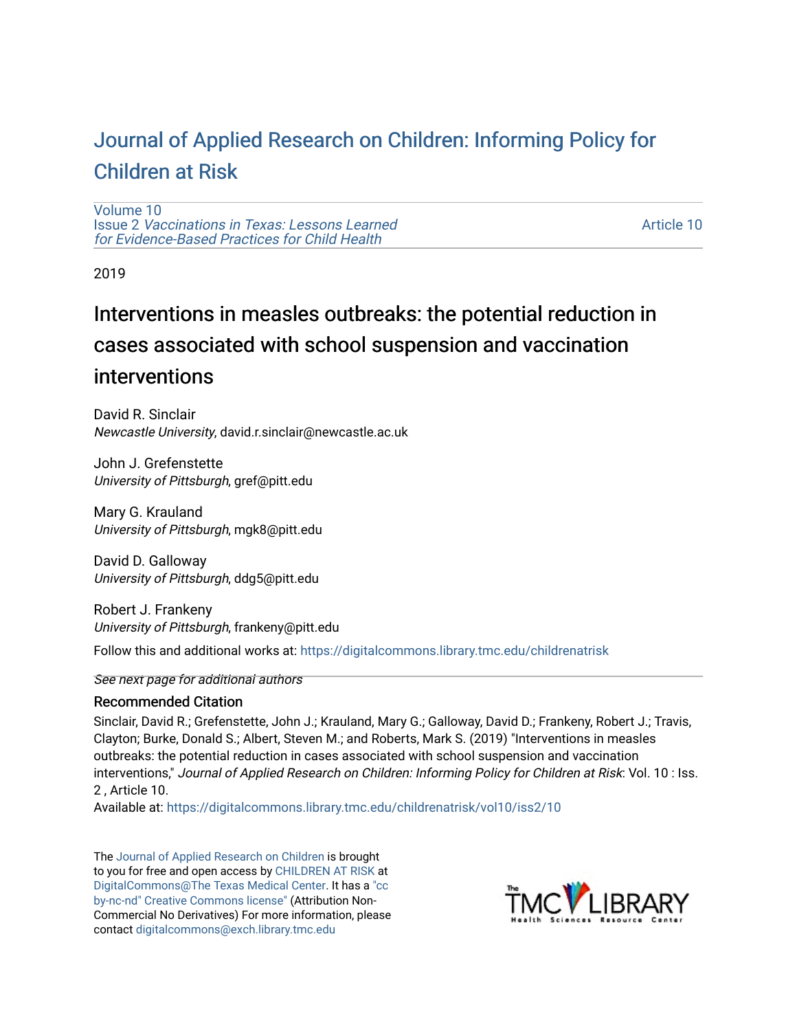# Journal of Applied Research on Children: Informing Policy for Children at Risk

Volume 10
Issue 2 *Vaccinations in Texas: Lessons Learned for Evidence-Based Practices for Child Health*

Article 10

2019

## Interventions in measles outbreaks: the potential reduction in cases associated with school suspension and vaccination interventions

David R. Sinclair
*Newcastle University*, david.r.sinclair@newcastle.ac.uk

John J. Grefenstette
*University of Pittsburgh*, gref@pitt.edu

Mary G. Krauland
*University of Pittsburgh*, mgk8@pitt.edu

David D. Galloway
*University of Pittsburgh*, ddg5@pitt.edu

Robert J. Frankeny
*University of Pittsburgh*, frankeny@pitt.edu

Follow this and additional works at: https://digitalcommons.library.tmc.edu/childrenatrisk

*See next page for additional authors*

### Recommended Citation

Sinclair, David R.; Grefenstette, John J.; Krauland, Mary G.; Galloway, David D.; Frankeny, Robert J.; Travis, Clayton; Burke, Donald S.; Albert, Steven M.; and Roberts, Mark S. (2019) "Interventions in measles outbreaks: the potential reduction in cases associated with school suspension and vaccination interventions," *Journal of Applied Research on Children: Informing Policy for Children at Risk*: Vol. 10 : Iss. 2 , Article 10.

Available at: https://digitalcommons.library.tmc.edu/childrenatrisk/vol10/iss2/10

The Journal of Applied Research on Children is brought to you for free and open access by CHILDREN AT RISK at DigitalCommons@The Texas Medical Center. It has a "cc by-nc-nd" Creative Commons license" (Attribution Non-Commercial No Derivatives) For more information, please contact digitalcommons@exch.library.tmc.edu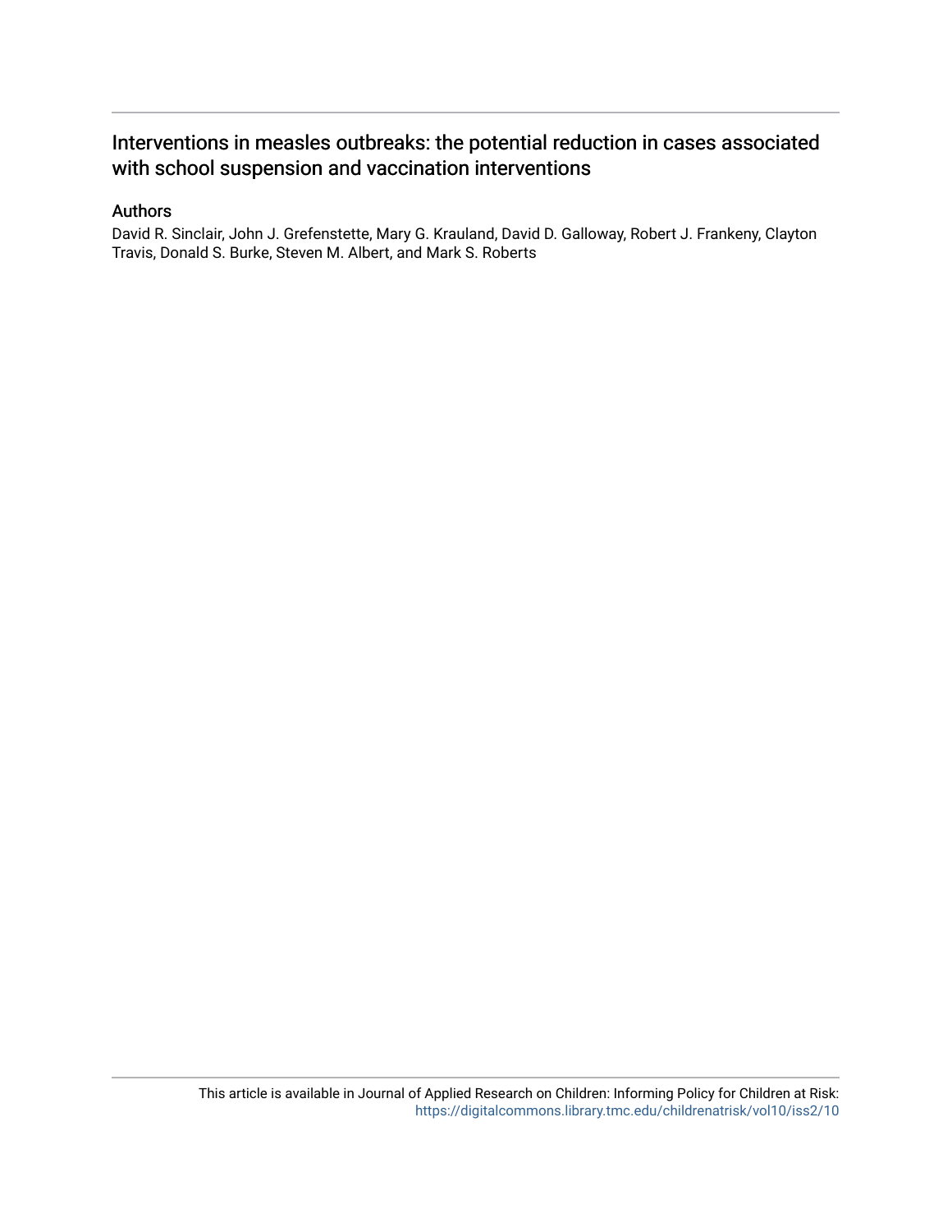# Interventions in measles outbreaks: the potential reduction in cases associated with school suspension and vaccination interventions

## Authors

David R. Sinclair, John J. Grefenstette, Mary G. Krauland, David D. Galloway, Robert J. Frankeny, Clayton Travis, Donald S. Burke, Steven M. Albert, and Mark S. Roberts

This article is available in Journal of Applied Research on Children: Informing Policy for Children at Risk: https://digitalcommons.library.tmc.edu/childrenatrisk/vol10/iss2/10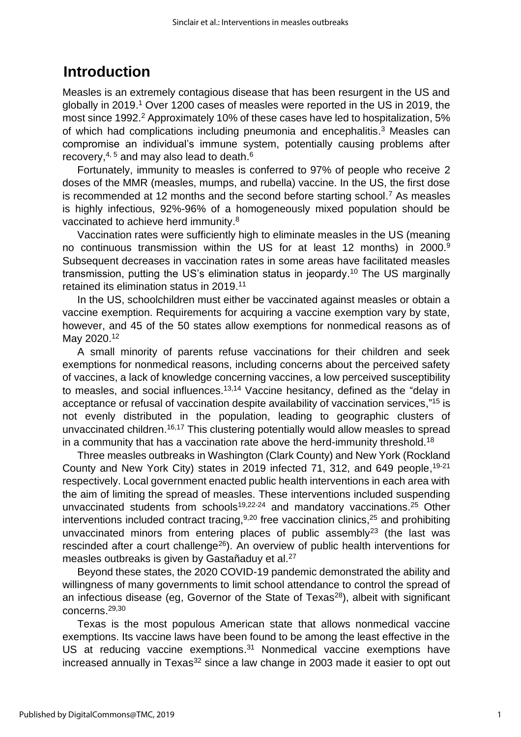# Introduction

Measles is an extremely contagious disease that has been resurgent in the US and globally in 2019.[1] Over 1200 cases of measles were reported in the US in 2019, the most since 1992.[2] Approximately 10% of these cases have led to hospitalization, 5% of which had complications including pneumonia and encephalitis.[3] Measles can compromise an individual's immune system, potentially causing problems after recovery,[4, 5] and may also lead to death.[6]

Fortunately, immunity to measles is conferred to 97% of people who receive 2 doses of the MMR (measles, mumps, and rubella) vaccine. In the US, the first dose is recommended at 12 months and the second before starting school.[7] As measles is highly infectious, 92%-96% of a homogeneously mixed population should be vaccinated to achieve herd immunity.[8]

Vaccination rates were sufficiently high to eliminate measles in the US (meaning no continuous transmission within the US for at least 12 months) in 2000.[9] Subsequent decreases in vaccination rates in some areas have facilitated measles transmission, putting the US's elimination status in jeopardy.[10] The US marginally retained its elimination status in 2019.[11]

In the US, schoolchildren must either be vaccinated against measles or obtain a vaccine exemption. Requirements for acquiring a vaccine exemption vary by state, however, and 45 of the 50 states allow exemptions for nonmedical reasons as of May 2020.[12]

A small minority of parents refuse vaccinations for their children and seek exemptions for nonmedical reasons, including concerns about the perceived safety of vaccines, a lack of knowledge concerning vaccines, a low perceived susceptibility to measles, and social influences.[13,14] Vaccine hesitancy, defined as the "delay in acceptance or refusal of vaccination despite availability of vaccination services,"[15] is not evenly distributed in the population, leading to geographic clusters of unvaccinated children.[16,17] This clustering potentially would allow measles to spread in a community that has a vaccination rate above the herd-immunity threshold.[18]

Three measles outbreaks in Washington (Clark County) and New York (Rockland County and New York City) states in 2019 infected 71, 312, and 649 people,[19-21] respectively. Local government enacted public health interventions in each area with the aim of limiting the spread of measles. These interventions included suspending unvaccinated students from schools[19,22-24] and mandatory vaccinations.[25] Other interventions included contract tracing,[9,20] free vaccination clinics,[25] and prohibiting unvaccinated minors from entering places of public assembly[23] (the last was rescinded after a court challenge[26]). An overview of public health interventions for measles outbreaks is given by Gastañaduy et al.[27]

Beyond these states, the 2020 COVID-19 pandemic demonstrated the ability and willingness of many governments to limit school attendance to control the spread of an infectious disease (eg, Governor of the State of Texas[28]), albeit with significant concerns.[29,30]

Texas is the most populous American state that allows nonmedical vaccine exemptions. Its vaccine laws have been found to be among the least effective in the US at reducing vaccine exemptions.[31] Nonmedical vaccine exemptions have increased annually in Texas[32] since a law change in 2003 made it easier to opt out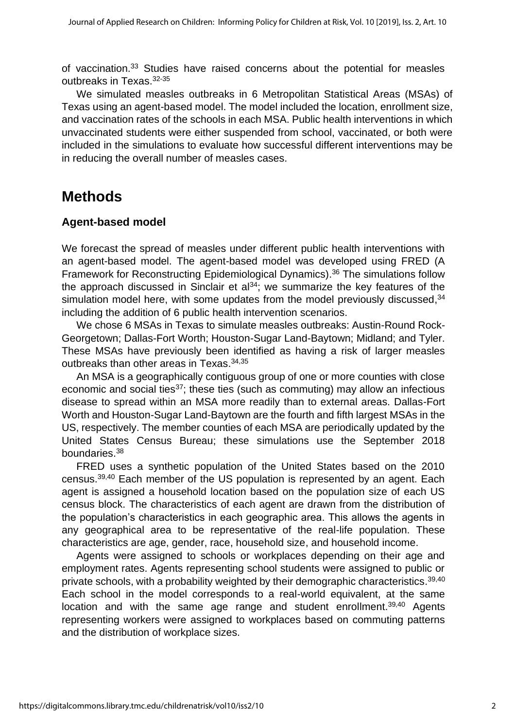of vaccination.[33] Studies have raised concerns about the potential for measles outbreaks in Texas.[32-35]

We simulated measles outbreaks in 6 Metropolitan Statistical Areas (MSAs) of Texas using an agent-based model. The model included the location, enrollment size, and vaccination rates of the schools in each MSA. Public health interventions in which unvaccinated students were either suspended from school, vaccinated, or both were included in the simulations to evaluate how successful different interventions may be in reducing the overall number of measles cases.

## Methods

### Agent-based model

We forecast the spread of measles under different public health interventions with an agent-based model. The agent-based model was developed using FRED (A Framework for Reconstructing Epidemiological Dynamics).[36] The simulations follow the approach discussed in Sinclair et al[34]; we summarize the key features of the simulation model here, with some updates from the model previously discussed,[34] including the addition of 6 public health intervention scenarios.

We chose 6 MSAs in Texas to simulate measles outbreaks: Austin-Round Rock-Georgetown; Dallas-Fort Worth; Houston-Sugar Land-Baytown; Midland; and Tyler. These MSAs have previously been identified as having a risk of larger measles outbreaks than other areas in Texas.[34,35]

An MSA is a geographically contiguous group of one or more counties with close economic and social ties[37]; these ties (such as commuting) may allow an infectious disease to spread within an MSA more readily than to external areas. Dallas-Fort Worth and Houston-Sugar Land-Baytown are the fourth and fifth largest MSAs in the US, respectively. The member counties of each MSA are periodically updated by the United States Census Bureau; these simulations use the September 2018 boundaries.[38]

FRED uses a synthetic population of the United States based on the 2010 census.[39,40] Each member of the US population is represented by an agent. Each agent is assigned a household location based on the population size of each US census block. The characteristics of each agent are drawn from the distribution of the population's characteristics in each geographic area. This allows the agents in any geographical area to be representative of the real-life population. These characteristics are age, gender, race, household size, and household income.

Agents were assigned to schools or workplaces depending on their age and employment rates. Agents representing school students were assigned to public or private schools, with a probability weighted by their demographic characteristics.[39,40] Each school in the model corresponds to a real-world equivalent, at the same location and with the same age range and student enrollment.[39,40] Agents representing workers were assigned to workplaces based on commuting patterns and the distribution of workplace sizes.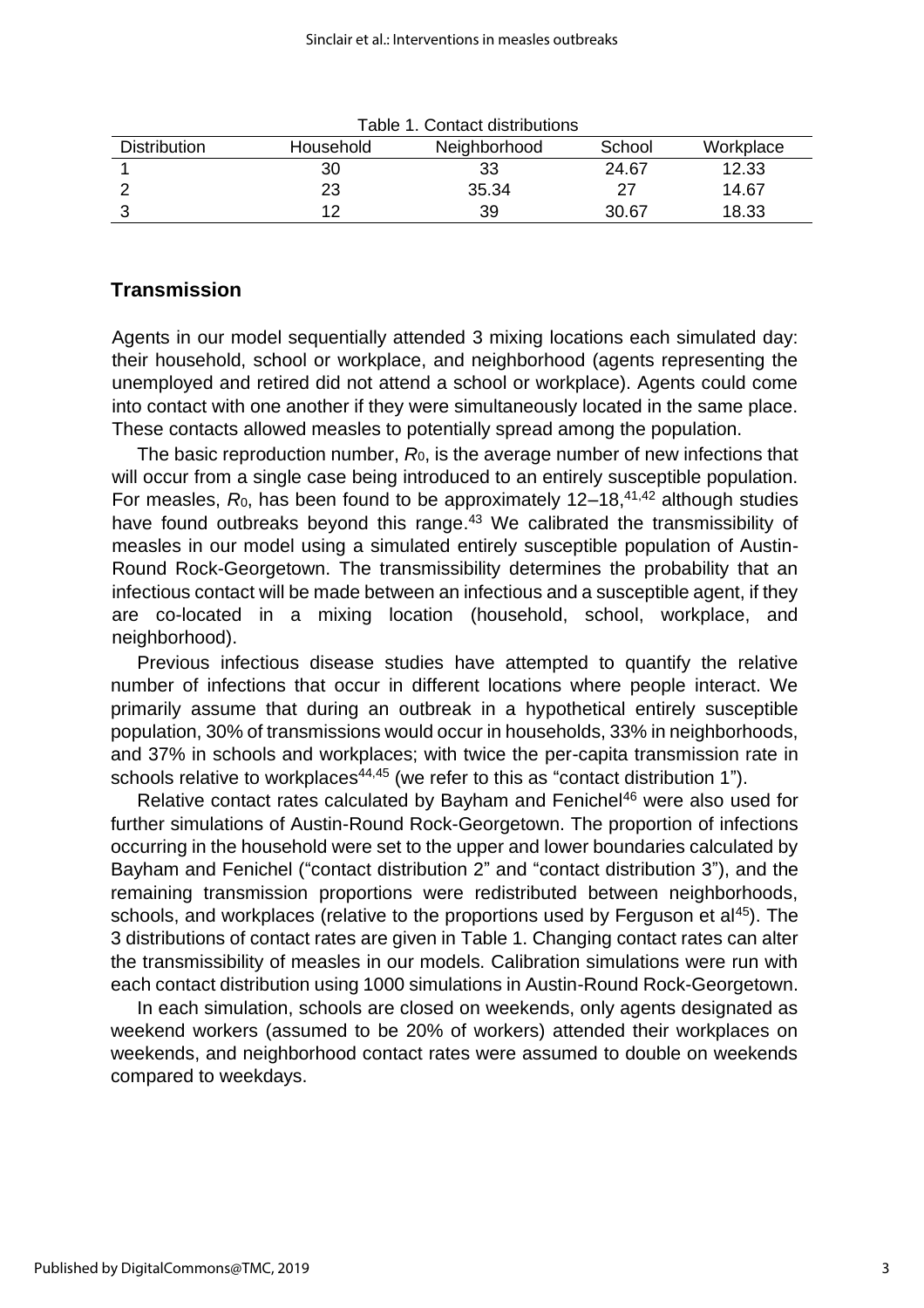Table 1. Contact distributions

| Distribution | Household | Neighborhood | School | Workplace |
|---|---|---|---|---|
| 1 | 30 | 33 | 24.67 | 12.33 |
| 2 | 23 | 35.34 | 27 | 14.67 |
| 3 | 12 | 39 | 30.67 | 18.33 |

## Transmission

Agents in our model sequentially attended 3 mixing locations each simulated day: their household, school or workplace, and neighborhood (agents representing the unemployed and retired did not attend a school or workplace). Agents could come into contact with one another if they were simultaneously located in the same place. These contacts allowed measles to potentially spread among the population.

The basic reproduction number, $R_0$, is the average number of new infections that will occur from a single case being introduced to an entirely susceptible population. For measles, $R_0$, has been found to be approximately 12–18,[41,42] although studies have found outbreaks beyond this range.[43] We calibrated the transmissibility of measles in our model using a simulated entirely susceptible population of Austin-Round Rock-Georgetown. The transmissibility determines the probability that an infectious contact will be made between an infectious and a susceptible agent, if they are co-located in a mixing location (household, school, workplace, and neighborhood).

Previous infectious disease studies have attempted to quantify the relative number of infections that occur in different locations where people interact. We primarily assume that during an outbreak in a hypothetical entirely susceptible population, 30% of transmissions would occur in households, 33% in neighborhoods, and 37% in schools and workplaces; with twice the per-capita transmission rate in schools relative to workplaces[44,45] (we refer to this as "contact distribution 1").

Relative contact rates calculated by Bayham and Fenichel[46] were also used for further simulations of Austin-Round Rock-Georgetown. The proportion of infections occurring in the household were set to the upper and lower boundaries calculated by Bayham and Fenichel ("contact distribution 2" and "contact distribution 3"), and the remaining transmission proportions were redistributed between neighborhoods, schools, and workplaces (relative to the proportions used by Ferguson et al[45]). The 3 distributions of contact rates are given in Table 1. Changing contact rates can alter the transmissibility of measles in our models. Calibration simulations were run with each contact distribution using 1000 simulations in Austin-Round Rock-Georgetown.

In each simulation, schools are closed on weekends, only agents designated as weekend workers (assumed to be 20% of workers) attended their workplaces on weekends, and neighborhood contact rates were assumed to double on weekends compared to weekdays.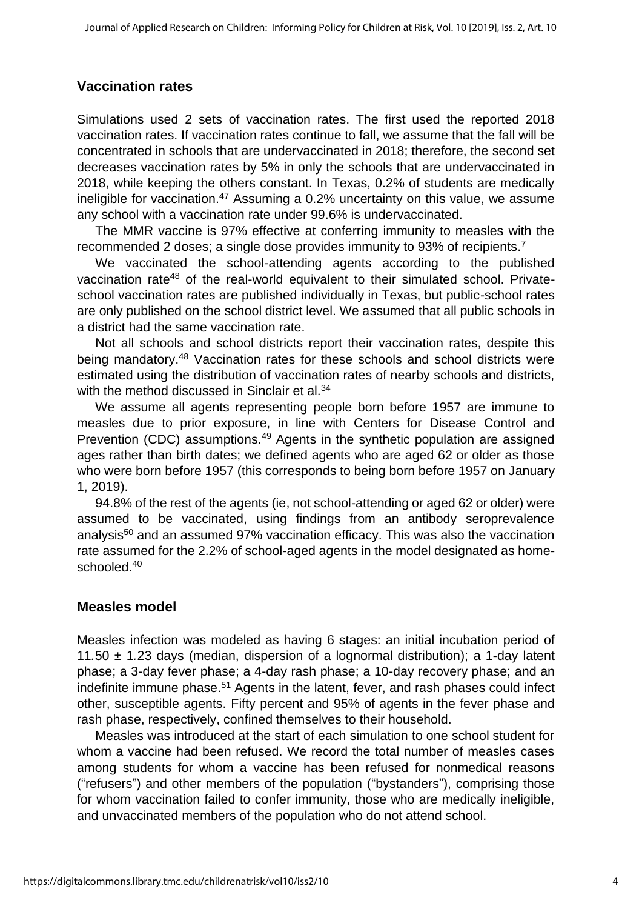## Vaccination rates

Simulations used 2 sets of vaccination rates. The first used the reported 2018 vaccination rates. If vaccination rates continue to fall, we assume that the fall will be concentrated in schools that are undervaccinated in 2018; therefore, the second set decreases vaccination rates by 5% in only the schools that are undervaccinated in 2018, while keeping the others constant. In Texas, 0.2% of students are medically ineligible for vaccination.[47] Assuming a 0.2% uncertainty on this value, we assume any school with a vaccination rate under 99.6% is undervaccinated.

The MMR vaccine is 97% effective at conferring immunity to measles with the recommended 2 doses; a single dose provides immunity to 93% of recipients.[7]

We vaccinated the school-attending agents according to the published vaccination rate[48] of the real-world equivalent to their simulated school. Private-school vaccination rates are published individually in Texas, but public-school rates are only published on the school district level. We assumed that all public schools in a district had the same vaccination rate.

Not all schools and school districts report their vaccination rates, despite this being mandatory.[48] Vaccination rates for these schools and school districts were estimated using the distribution of vaccination rates of nearby schools and districts, with the method discussed in Sinclair et al.[34]

We assume all agents representing people born before 1957 are immune to measles due to prior exposure, in line with Centers for Disease Control and Prevention (CDC) assumptions.[49] Agents in the synthetic population are assigned ages rather than birth dates; we defined agents who are aged 62 or older as those who were born before 1957 (this corresponds to being born before 1957 on January 1, 2019).

94.8% of the rest of the agents (ie, not school-attending or aged 62 or older) were assumed to be vaccinated, using findings from an antibody seroprevalence analysis[50] and an assumed 97% vaccination efficacy. This was also the vaccination rate assumed for the 2.2% of school-aged agents in the model designated as home-schooled.[40]

## Measles model

Measles infection was modeled as having 6 stages: an initial incubation period of 11.50 ± 1.23 days (median, dispersion of a lognormal distribution); a 1-day latent phase; a 3-day fever phase; a 4-day rash phase; a 10-day recovery phase; and an indefinite immune phase.[51] Agents in the latent, fever, and rash phases could infect other, susceptible agents. Fifty percent and 95% of agents in the fever phase and rash phase, respectively, confined themselves to their household.

Measles was introduced at the start of each simulation to one school student for whom a vaccine had been refused. We record the total number of measles cases among students for whom a vaccine has been refused for nonmedical reasons ("refusers") and other members of the population ("bystanders"), comprising those for whom vaccination failed to confer immunity, those who are medically ineligible, and unvaccinated members of the population who do not attend school.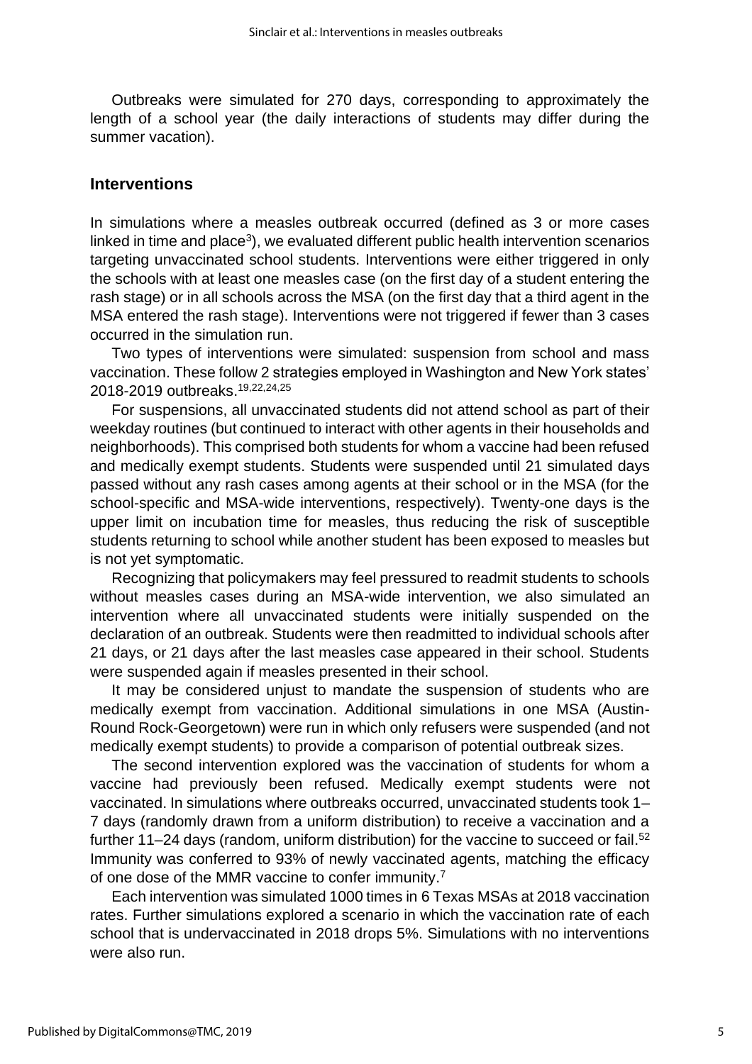Outbreaks were simulated for 270 days, corresponding to approximately the length of a school year (the daily interactions of students may differ during the summer vacation).

## Interventions

In simulations where a measles outbreak occurred (defined as 3 or more cases linked in time and place[3]), we evaluated different public health intervention scenarios targeting unvaccinated school students. Interventions were either triggered in only the schools with at least one measles case (on the first day of a student entering the rash stage) or in all schools across the MSA (on the first day that a third agent in the MSA entered the rash stage). Interventions were not triggered if fewer than 3 cases occurred in the simulation run.

Two types of interventions were simulated: suspension from school and mass vaccination. These follow 2 strategies employed in Washington and New York states' 2018-2019 outbreaks.[19,22,24,25]

For suspensions, all unvaccinated students did not attend school as part of their weekday routines (but continued to interact with other agents in their households and neighborhoods). This comprised both students for whom a vaccine had been refused and medically exempt students. Students were suspended until 21 simulated days passed without any rash cases among agents at their school or in the MSA (for the school-specific and MSA-wide interventions, respectively). Twenty-one days is the upper limit on incubation time for measles, thus reducing the risk of susceptible students returning to school while another student has been exposed to measles but is not yet symptomatic.

Recognizing that policymakers may feel pressured to readmit students to schools without measles cases during an MSA-wide intervention, we also simulated an intervention where all unvaccinated students were initially suspended on the declaration of an outbreak. Students were then readmitted to individual schools after 21 days, or 21 days after the last measles case appeared in their school. Students were suspended again if measles presented in their school.

It may be considered unjust to mandate the suspension of students who are medically exempt from vaccination. Additional simulations in one MSA (Austin-Round Rock-Georgetown) were run in which only refusers were suspended (and not medically exempt students) to provide a comparison of potential outbreak sizes.

The second intervention explored was the vaccination of students for whom a vaccine had previously been refused. Medically exempt students were not vaccinated. In simulations where outbreaks occurred, unvaccinated students took 1–7 days (randomly drawn from a uniform distribution) to receive a vaccination and a further 11–24 days (random, uniform distribution) for the vaccine to succeed or fail.[52] Immunity was conferred to 93% of newly vaccinated agents, matching the efficacy of one dose of the MMR vaccine to confer immunity.[7]

Each intervention was simulated 1000 times in 6 Texas MSAs at 2018 vaccination rates. Further simulations explored a scenario in which the vaccination rate of each school that is undervaccinated in 2018 drops 5%. Simulations with no interventions were also run.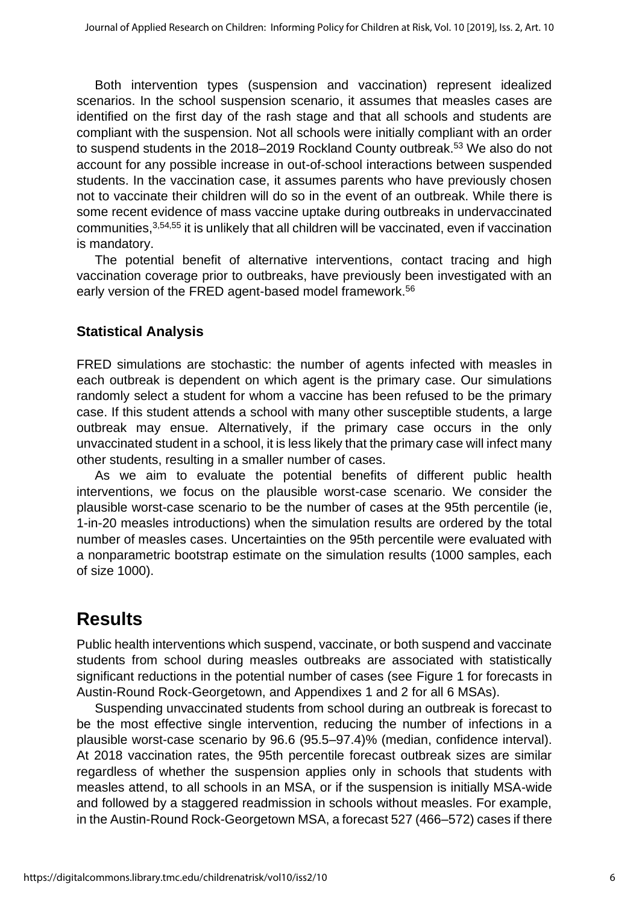Both intervention types (suspension and vaccination) represent idealized scenarios. In the school suspension scenario, it assumes that measles cases are identified on the first day of the rash stage and that all schools and students are compliant with the suspension. Not all schools were initially compliant with an order to suspend students in the 2018–2019 Rockland County outbreak.[53] We also do not account for any possible increase in out-of-school interactions between suspended students. In the vaccination case, it assumes parents who have previously chosen not to vaccinate their children will do so in the event of an outbreak. While there is some recent evidence of mass vaccine uptake during outbreaks in undervaccinated communities,[3,54,55] it is unlikely that all children will be vaccinated, even if vaccination is mandatory.

The potential benefit of alternative interventions, contact tracing and high vaccination coverage prior to outbreaks, have previously been investigated with an early version of the FRED agent-based model framework.[56]

### Statistical Analysis

FRED simulations are stochastic: the number of agents infected with measles in each outbreak is dependent on which agent is the primary case. Our simulations randomly select a student for whom a vaccine has been refused to be the primary case. If this student attends a school with many other susceptible students, a large outbreak may ensue. Alternatively, if the primary case occurs in the only unvaccinated student in a school, it is less likely that the primary case will infect many other students, resulting in a smaller number of cases.

As we aim to evaluate the potential benefits of different public health interventions, we focus on the plausible worst-case scenario. We consider the plausible worst-case scenario to be the number of cases at the 95th percentile (ie, 1-in-20 measles introductions) when the simulation results are ordered by the total number of measles cases. Uncertainties on the 95th percentile were evaluated with a nonparametric bootstrap estimate on the simulation results (1000 samples, each of size 1000).

## Results

Public health interventions which suspend, vaccinate, or both suspend and vaccinate students from school during measles outbreaks are associated with statistically significant reductions in the potential number of cases (see Figure 1 for forecasts in Austin-Round Rock-Georgetown, and Appendixes 1 and 2 for all 6 MSAs).

Suspending unvaccinated students from school during an outbreak is forecast to be the most effective single intervention, reducing the number of infections in a plausible worst-case scenario by 96.6 (95.5–97.4)% (median, confidence interval). At 2018 vaccination rates, the 95th percentile forecast outbreak sizes are similar regardless of whether the suspension applies only in schools that students with measles attend, to all schools in an MSA, or if the suspension is initially MSA-wide and followed by a staggered readmission in schools without measles. For example, in the Austin-Round Rock-Georgetown MSA, a forecast 527 (466–572) cases if there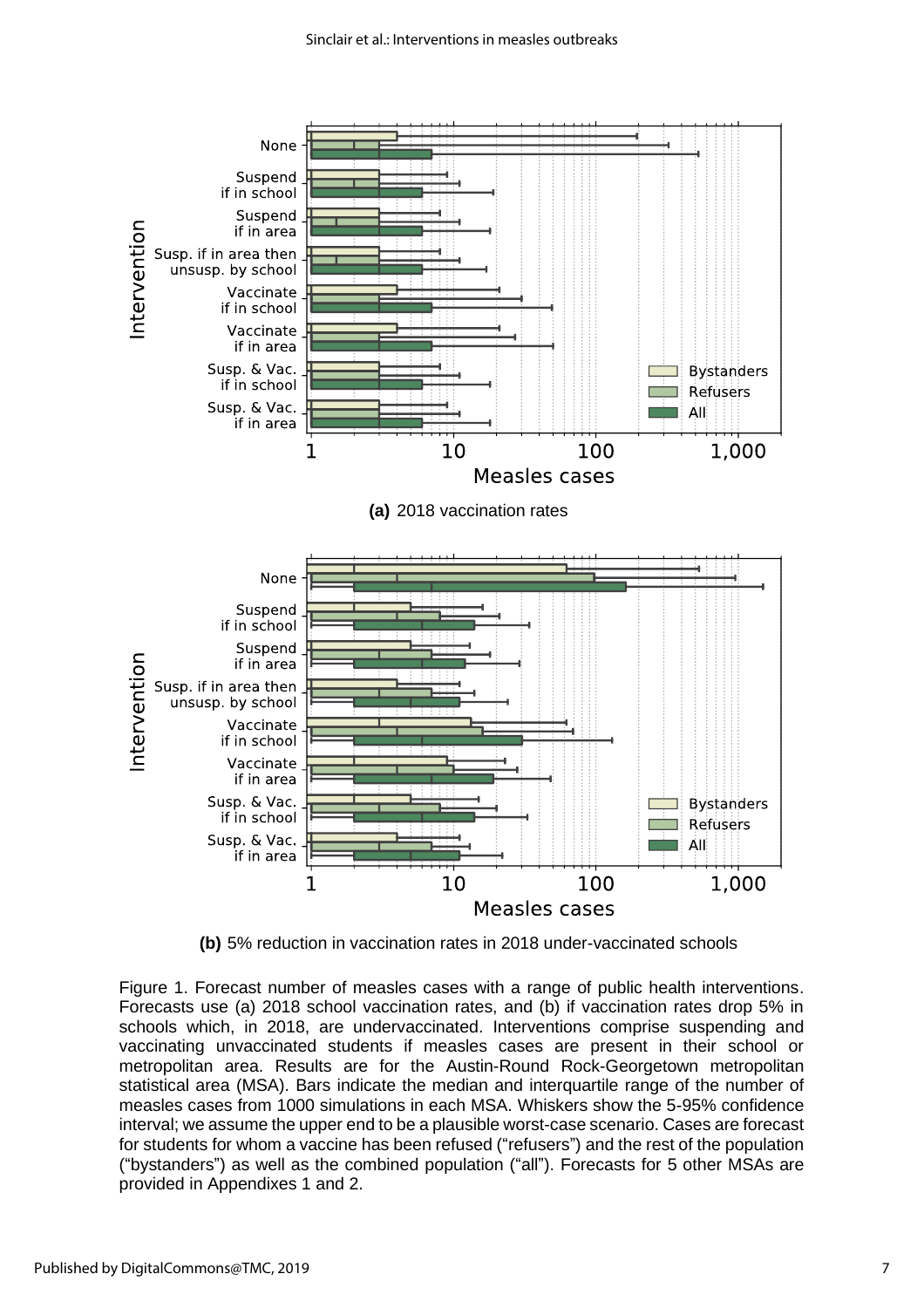(a) 2018 vaccination rates

(b) 5% reduction in vaccination rates in 2018 under-vaccinated schools

Figure 1. Forecast number of measles cases with a range of public health interventions. Forecasts use (a) 2018 school vaccination rates, and (b) if vaccination rates drop 5% in schools which, in 2018, are undervaccinated. Interventions comprise suspending and vaccinating unvaccinated students if measles cases are present in their school or metropolitan area. Results are for the Austin-Round Rock-Georgetown metropolitan statistical area (MSA). Bars indicate the median and interquartile range of the number of measles cases from 1000 simulations in each MSA. Whiskers show the 5-95% confidence interval; we assume the upper end to be a plausible worst-case scenario. Cases are forecast for students for whom a vaccine has been refused ("refusers") and the rest of the population ("bystanders") as well as the combined population ("all"). Forecasts for 5 other MSAs are provided in Appendixes 1 and 2.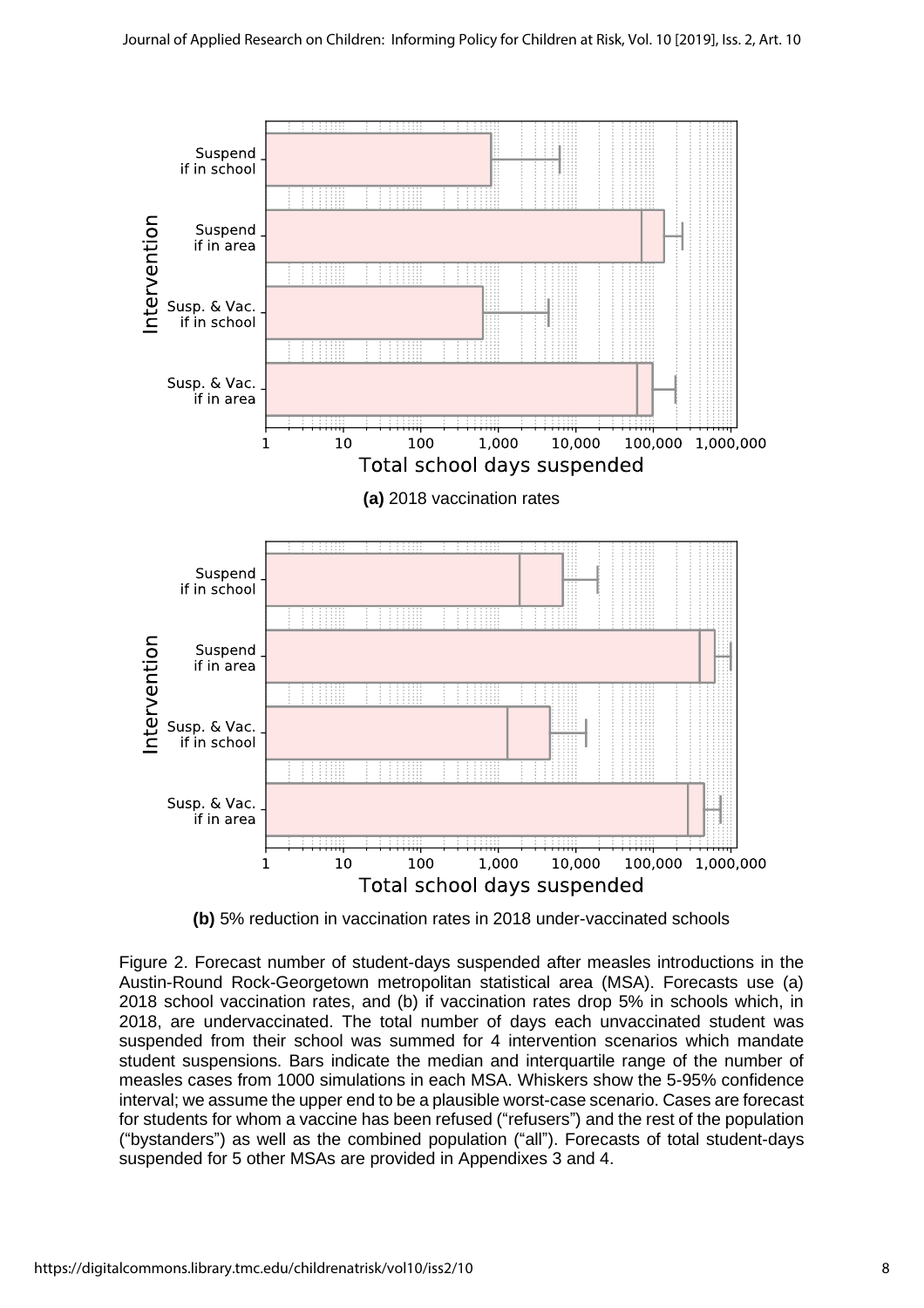(a) **(a)** 2018 vaccination rates

(b) **(b)** 5% reduction in vaccination rates in 2018 under-vaccinated schools

Figure 2. Forecast number of student-days suspended after measles introductions in the Austin-Round Rock-Georgetown metropolitan statistical area (MSA). Forecasts use (a) 2018 school vaccination rates, and (b) if vaccination rates drop 5% in schools which, in 2018, are undervaccinated. The total number of days each unvaccinated student was suspended from their school was summed for 4 intervention scenarios which mandate student suspensions. Bars indicate the median and interquartile range of the number of measles cases from 1000 simulations in each MSA. Whiskers show the 5-95% confidence interval; we assume the upper end to be a plausible worst-case scenario. Cases are forecast for students for whom a vaccine has been refused ("refusers") and the rest of the population ("bystanders") as well as the combined population ("all"). Forecasts of total student-days suspended for 5 other MSAs are provided in Appendixes 3 and 4.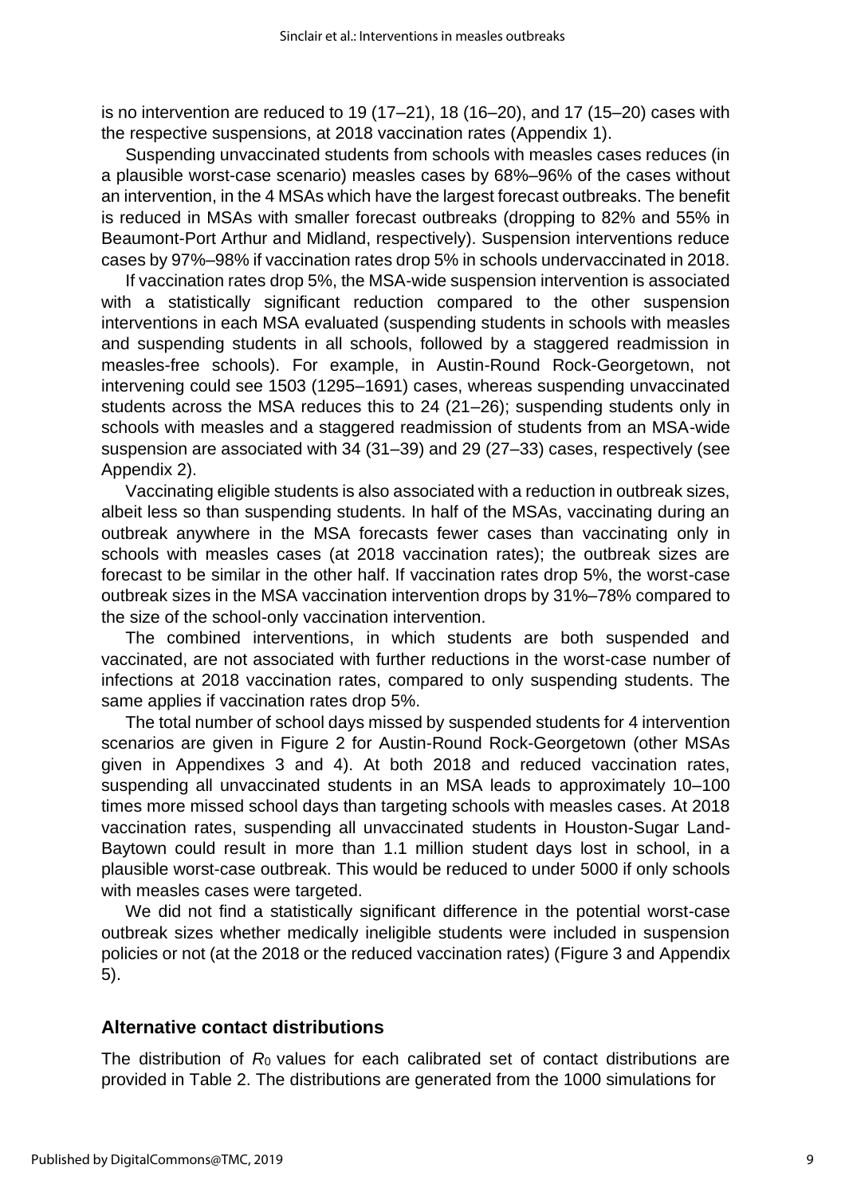is no intervention are reduced to 19 (17–21), 18 (16–20), and 17 (15–20) cases with the respective suspensions, at 2018 vaccination rates (Appendix 1).

Suspending unvaccinated students from schools with measles cases reduces (in a plausible worst-case scenario) measles cases by 68%–96% of the cases without an intervention, in the 4 MSAs which have the largest forecast outbreaks. The benefit is reduced in MSAs with smaller forecast outbreaks (dropping to 82% and 55% in Beaumont-Port Arthur and Midland, respectively). Suspension interventions reduce cases by 97%–98% if vaccination rates drop 5% in schools undervaccinated in 2018.

If vaccination rates drop 5%, the MSA-wide suspension intervention is associated with a statistically significant reduction compared to the other suspension interventions in each MSA evaluated (suspending students in schools with measles and suspending students in all schools, followed by a staggered readmission in measles-free schools). For example, in Austin-Round Rock-Georgetown, not intervening could see 1503 (1295–1691) cases, whereas suspending unvaccinated students across the MSA reduces this to 24 (21–26); suspending students only in schools with measles and a staggered readmission of students from an MSA-wide suspension are associated with 34 (31–39) and 29 (27–33) cases, respectively (see Appendix 2).

Vaccinating eligible students is also associated with a reduction in outbreak sizes, albeit less so than suspending students. In half of the MSAs, vaccinating during an outbreak anywhere in the MSA forecasts fewer cases than vaccinating only in schools with measles cases (at 2018 vaccination rates); the outbreak sizes are forecast to be similar in the other half. If vaccination rates drop 5%, the worst-case outbreak sizes in the MSA vaccination intervention drops by 31%–78% compared to the size of the school-only vaccination intervention.

The combined interventions, in which students are both suspended and vaccinated, are not associated with further reductions in the worst-case number of infections at 2018 vaccination rates, compared to only suspending students. The same applies if vaccination rates drop 5%.

The total number of school days missed by suspended students for 4 intervention scenarios are given in Figure 2 for Austin-Round Rock-Georgetown (other MSAs given in Appendixes 3 and 4). At both 2018 and reduced vaccination rates, suspending all unvaccinated students in an MSA leads to approximately 10–100 times more missed school days than targeting schools with measles cases. At 2018 vaccination rates, suspending all unvaccinated students in Houston-Sugar Land-Baytown could result in more than 1.1 million student days lost in school, in a plausible worst-case outbreak. This would be reduced to under 5000 if only schools with measles cases were targeted.

We did not find a statistically significant difference in the potential worst-case outbreak sizes whether medically ineligible students were included in suspension policies or not (at the 2018 or the reduced vaccination rates) (Figure 3 and Appendix 5).

## Alternative contact distributions

The distribution of $R_0$ values for each calibrated set of contact distributions are provided in Table 2. The distributions are generated from the 1000 simulations for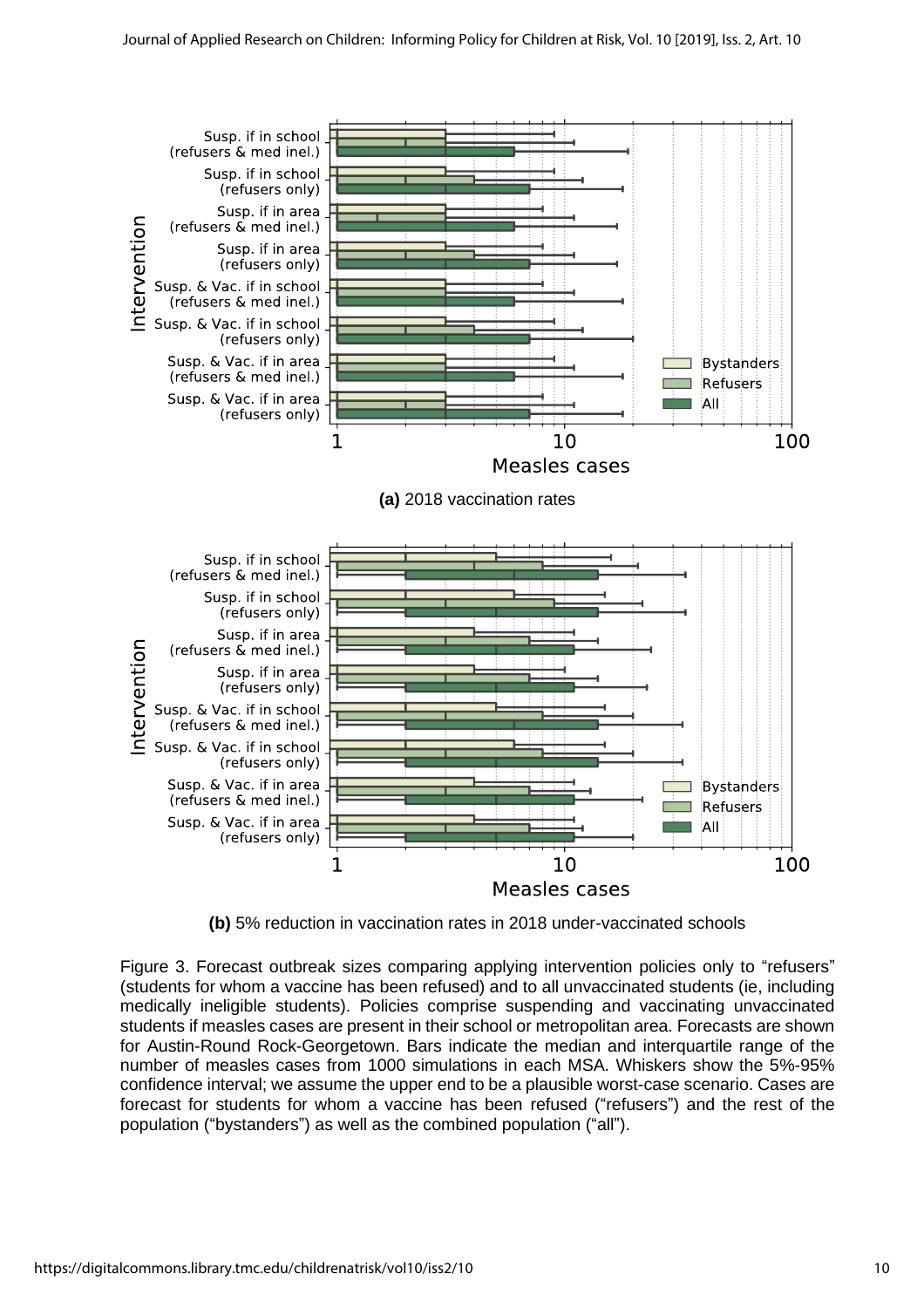**(a)** 2018 vaccination rates

**(b)** 5% reduction in vaccination rates in 2018 under-vaccinated schools

Figure 3. Forecast outbreak sizes comparing applying intervention policies only to “refusers” (students for whom a vaccine has been refused) and to all unvaccinated students (ie, including medically ineligible students). Policies comprise suspending and vaccinating unvaccinated students if measles cases are present in their school or metropolitan area. Forecasts are shown for Austin-Round Rock-Georgetown. Bars indicate the median and interquartile range of the number of measles cases from 1000 simulations in each MSA. Whiskers show the 5%-95% confidence interval; we assume the upper end to be a plausible worst-case scenario. Cases are forecast for students for whom a vaccine has been refused (“refusers”) and the rest of the population (“bystanders”) as well as the combined population (“all”).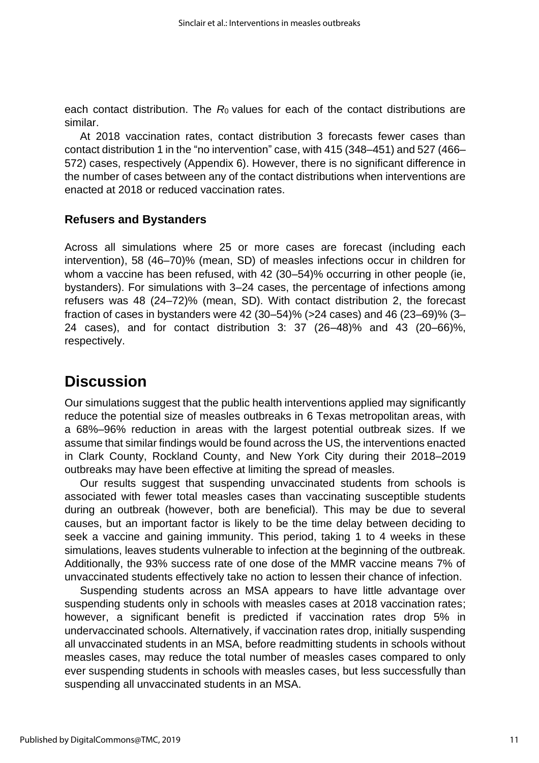each contact distribution. The $R_0$ values for each of the contact distributions are similar.

At 2018 vaccination rates, contact distribution 3 forecasts fewer cases than contact distribution 1 in the "no intervention" case, with 415 (348–451) and 527 (466–572) cases, respectively (Appendix 6). However, there is no significant difference in the number of cases between any of the contact distributions when interventions are enacted at 2018 or reduced vaccination rates.

### Refusers and Bystanders

Across all simulations where 25 or more cases are forecast (including each intervention), 58 (46–70)% (mean, SD) of measles infections occur in children for whom a vaccine has been refused, with 42 (30–54)% occurring in other people (ie, bystanders). For simulations with 3–24 cases, the percentage of infections among refusers was 48 (24–72)% (mean, SD). With contact distribution 2, the forecast fraction of cases in bystanders were 42 (30–54)% (>24 cases) and 46 (23–69)% (3–24 cases), and for contact distribution 3: 37 (26–48)% and 43 (20–66)%, respectively.

## Discussion

Our simulations suggest that the public health interventions applied may significantly reduce the potential size of measles outbreaks in 6 Texas metropolitan areas, with a 68%–96% reduction in areas with the largest potential outbreak sizes. If we assume that similar findings would be found across the US, the interventions enacted in Clark County, Rockland County, and New York City during their 2018–2019 outbreaks may have been effective at limiting the spread of measles.

Our results suggest that suspending unvaccinated students from schools is associated with fewer total measles cases than vaccinating susceptible students during an outbreak (however, both are beneficial). This may be due to several causes, but an important factor is likely to be the time delay between deciding to seek a vaccine and gaining immunity. This period, taking 1 to 4 weeks in these simulations, leaves students vulnerable to infection at the beginning of the outbreak. Additionally, the 93% success rate of one dose of the MMR vaccine means 7% of unvaccinated students effectively take no action to lessen their chance of infection.

Suspending students across an MSA appears to have little advantage over suspending students only in schools with measles cases at 2018 vaccination rates; however, a significant benefit is predicted if vaccination rates drop 5% in undervaccinated schools. Alternatively, if vaccination rates drop, initially suspending all unvaccinated students in an MSA, before readmitting students in schools without measles cases, may reduce the total number of measles cases compared to only ever suspending students in schools with measles cases, but less successfully than suspending all unvaccinated students in an MSA.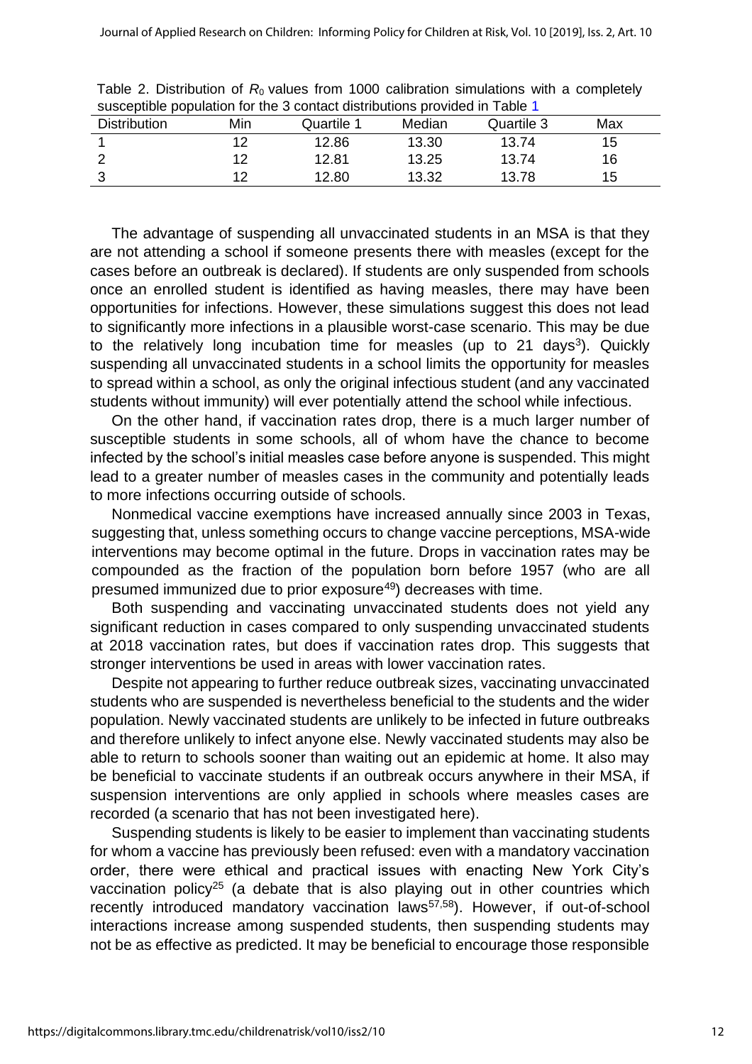Table 2. Distribution of $R_0$ values from 1000 calibration simulations with a completely susceptible population for the 3 contact distributions provided in Table 1

| Distribution | Min | Quartile 1 | Median | Quartile 3 | Max |
|---|---|---|---|---|---|
| 1 | 12 | 12.86 | 13.30 | 13.74 | 15 |
| 2 | 12 | 12.81 | 13.25 | 13.74 | 16 |
| 3 | 12 | 12.80 | 13.32 | 13.78 | 15 |

The advantage of suspending all unvaccinated students in an MSA is that they are not attending a school if someone presents there with measles (except for the cases before an outbreak is declared). If students are only suspended from schools once an enrolled student is identified as having measles, there may have been opportunities for infections. However, these simulations suggest this does not lead to significantly more infections in a plausible worst-case scenario. This may be due to the relatively long incubation time for measles (up to 21 days[3]). Quickly suspending all unvaccinated students in a school limits the opportunity for measles to spread within a school, as only the original infectious student (and any vaccinated students without immunity) will ever potentially attend the school while infectious.

On the other hand, if vaccination rates drop, there is a much larger number of susceptible students in some schools, all of whom have the chance to become infected by the school's initial measles case before anyone is suspended. This might lead to a greater number of measles cases in the community and potentially leads to more infections occurring outside of schools.

Nonmedical vaccine exemptions have increased annually since 2003 in Texas, suggesting that, unless something occurs to change vaccine perceptions, MSA-wide interventions may become optimal in the future. Drops in vaccination rates may be compounded as the fraction of the population born before 1957 (who are all presumed immunized due to prior exposure[49]) decreases with time.

Both suspending and vaccinating unvaccinated students does not yield any significant reduction in cases compared to only suspending unvaccinated students at 2018 vaccination rates, but does if vaccination rates drop. This suggests that stronger interventions be used in areas with lower vaccination rates.

Despite not appearing to further reduce outbreak sizes, vaccinating unvaccinated students who are suspended is nevertheless beneficial to the students and the wider population. Newly vaccinated students are unlikely to be infected in future outbreaks and therefore unlikely to infect anyone else. Newly vaccinated students may also be able to return to schools sooner than waiting out an epidemic at home. It also may be beneficial to vaccinate students if an outbreak occurs anywhere in their MSA, if suspension interventions are only applied in schools where measles cases are recorded (a scenario that has not been investigated here).

Suspending students is likely to be easier to implement than vaccinating students for whom a vaccine has previously been refused: even with a mandatory vaccination order, there were ethical and practical issues with enacting New York City's vaccination policy[25] (a debate that is also playing out in other countries which recently introduced mandatory vaccination laws[57,58]). However, if out-of-school interactions increase among suspended students, then suspending students may not be as effective as predicted. It may be beneficial to encourage those responsible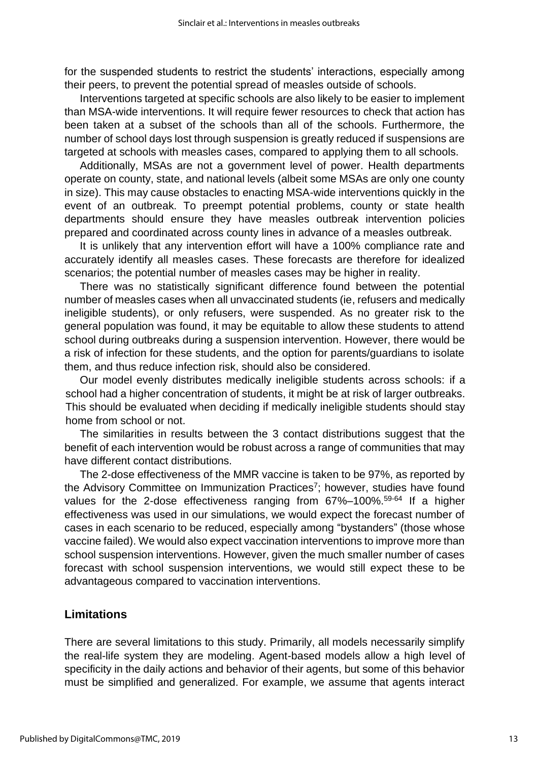for the suspended students to restrict the students' interactions, especially among their peers, to prevent the potential spread of measles outside of schools.

Interventions targeted at specific schools are also likely to be easier to implement than MSA-wide interventions. It will require fewer resources to check that action has been taken at a subset of the schools than all of the schools. Furthermore, the number of school days lost through suspension is greatly reduced if suspensions are targeted at schools with measles cases, compared to applying them to all schools.

Additionally, MSAs are not a government level of power. Health departments operate on county, state, and national levels (albeit some MSAs are only one county in size). This may cause obstacles to enacting MSA-wide interventions quickly in the event of an outbreak. To preempt potential problems, county or state health departments should ensure they have measles outbreak intervention policies prepared and coordinated across county lines in advance of a measles outbreak.

It is unlikely that any intervention effort will have a 100% compliance rate and accurately identify all measles cases. These forecasts are therefore for idealized scenarios; the potential number of measles cases may be higher in reality.

There was no statistically significant difference found between the potential number of measles cases when all unvaccinated students (ie, refusers and medically ineligible students), or only refusers, were suspended. As no greater risk to the general population was found, it may be equitable to allow these students to attend school during outbreaks during a suspension intervention. However, there would be a risk of infection for these students, and the option for parents/guardians to isolate them, and thus reduce infection risk, should also be considered.

Our model evenly distributes medically ineligible students across schools: if a school had a higher concentration of students, it might be at risk of larger outbreaks. This should be evaluated when deciding if medically ineligible students should stay home from school or not.

The similarities in results between the 3 contact distributions suggest that the benefit of each intervention would be robust across a range of communities that may have different contact distributions.

The 2-dose effectiveness of the MMR vaccine is taken to be 97%, as reported by the Advisory Committee on Immunization Practices[7]; however, studies have found values for the 2-dose effectiveness ranging from 67%–100%.[59-64] If a higher effectiveness was used in our simulations, we would expect the forecast number of cases in each scenario to be reduced, especially among "bystanders" (those whose vaccine failed). We would also expect vaccination interventions to improve more than school suspension interventions. However, given the much smaller number of cases forecast with school suspension interventions, we would still expect these to be advantageous compared to vaccination interventions.

## Limitations

There are several limitations to this study. Primarily, all models necessarily simplify the real-life system they are modeling. Agent-based models allow a high level of specificity in the daily actions and behavior of their agents, but some of this behavior must be simplified and generalized. For example, we assume that agents interact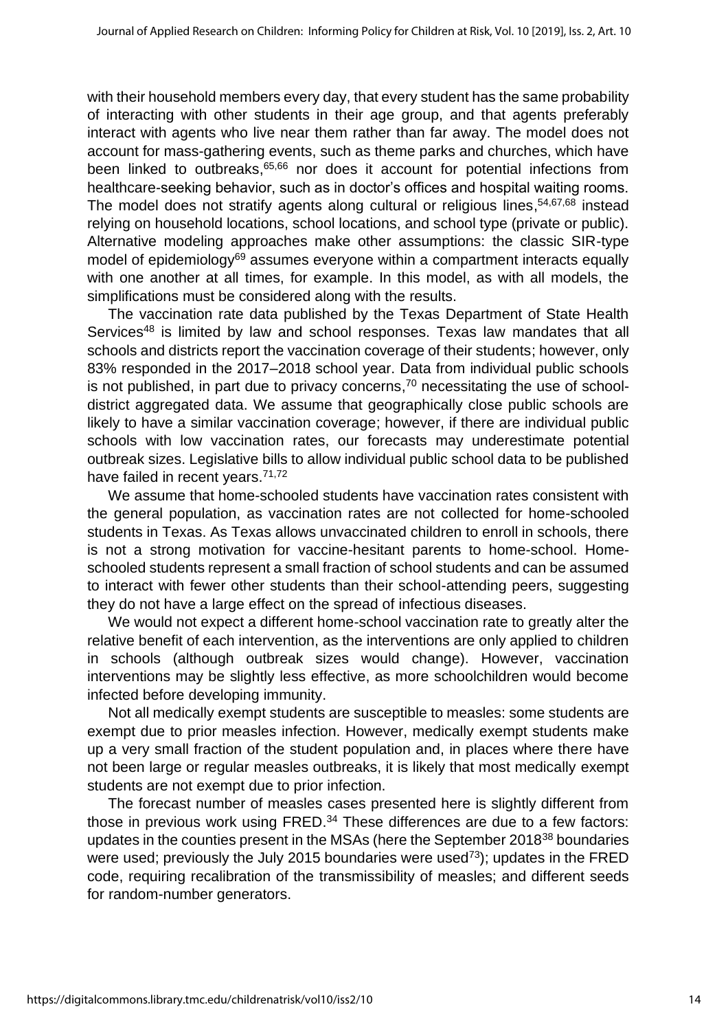with their household members every day, that every student has the same probability of interacting with other students in their age group, and that agents preferably interact with agents who live near them rather than far away. The model does not account for mass-gathering events, such as theme parks and churches, which have been linked to outbreaks,[65,66] nor does it account for potential infections from healthcare-seeking behavior, such as in doctor's offices and hospital waiting rooms. The model does not stratify agents along cultural or religious lines,[54,67,68] instead relying on household locations, school locations, and school type (private or public). Alternative modeling approaches make other assumptions: the classic SIR-type model of epidemiology[69] assumes everyone within a compartment interacts equally with one another at all times, for example. In this model, as with all models, the simplifications must be considered along with the results.

The vaccination rate data published by the Texas Department of State Health Services[48] is limited by law and school responses. Texas law mandates that all schools and districts report the vaccination coverage of their students; however, only 83% responded in the 2017–2018 school year. Data from individual public schools is not published, in part due to privacy concerns,[70] necessitating the use of school-district aggregated data. We assume that geographically close public schools are likely to have a similar vaccination coverage; however, if there are individual public schools with low vaccination rates, our forecasts may underestimate potential outbreak sizes. Legislative bills to allow individual public school data to be published have failed in recent years.[71,72]

We assume that home-schooled students have vaccination rates consistent with the general population, as vaccination rates are not collected for home-schooled students in Texas. As Texas allows unvaccinated children to enroll in schools, there is not a strong motivation for vaccine-hesitant parents to home-school. Home-schooled students represent a small fraction of school students and can be assumed to interact with fewer other students than their school-attending peers, suggesting they do not have a large effect on the spread of infectious diseases.

We would not expect a different home-school vaccination rate to greatly alter the relative benefit of each intervention, as the interventions are only applied to children in schools (although outbreak sizes would change). However, vaccination interventions may be slightly less effective, as more schoolchildren would become infected before developing immunity.

Not all medically exempt students are susceptible to measles: some students are exempt due to prior measles infection. However, medically exempt students make up a very small fraction of the student population and, in places where there have not been large or regular measles outbreaks, it is likely that most medically exempt students are not exempt due to prior infection.

The forecast number of measles cases presented here is slightly different from those in previous work using FRED.[34] These differences are due to a few factors: updates in the counties present in the MSAs (here the September 2018[38] boundaries were used; previously the July 2015 boundaries were used[73]); updates in the FRED code, requiring recalibration of the transmissibility of measles; and different seeds for random-number generators.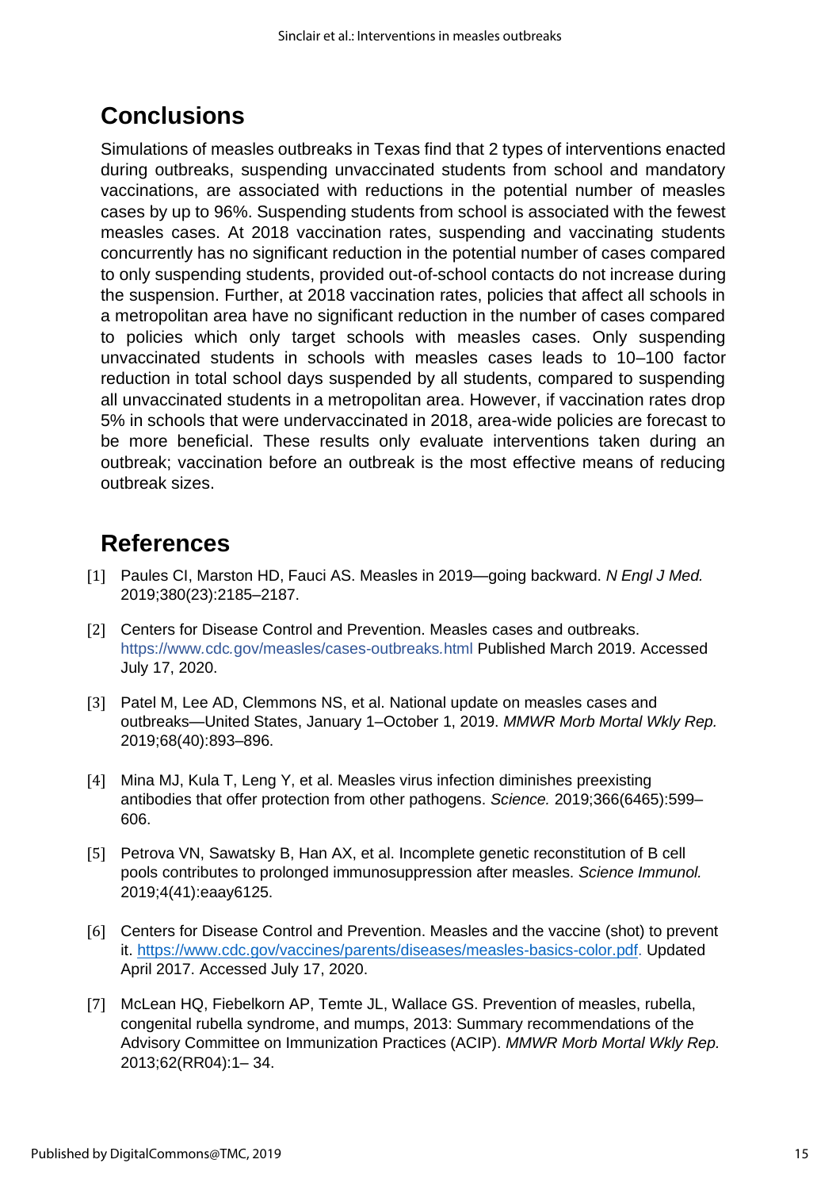## Conclusions

Simulations of measles outbreaks in Texas find that 2 types of interventions enacted during outbreaks, suspending unvaccinated students from school and mandatory vaccinations, are associated with reductions in the potential number of measles cases by up to 96%. Suspending students from school is associated with the fewest measles cases. At 2018 vaccination rates, suspending and vaccinating students concurrently has no significant reduction in the potential number of cases compared to only suspending students, provided out-of-school contacts do not increase during the suspension. Further, at 2018 vaccination rates, policies that affect all schools in a metropolitan area have no significant reduction in the number of cases compared to policies which only target schools with measles cases. Only suspending unvaccinated students in schools with measles cases leads to 10–100 factor reduction in total school days suspended by all students, compared to suspending all unvaccinated students in a metropolitan area. However, if vaccination rates drop 5% in schools that were undervaccinated in 2018, area-wide policies are forecast to be more beneficial. These results only evaluate interventions taken during an outbreak; vaccination before an outbreak is the most effective means of reducing outbreak sizes.

## References

[1] Paules CI, Marston HD, Fauci AS. Measles in 2019—going backward. *N Engl J Med.* 2019;380(23):2185–2187.

[2] Centers for Disease Control and Prevention. Measles cases and outbreaks. https://www.cdc.gov/measles/cases-outbreaks.html Published March 2019. Accessed July 17, 2020.

[3] Patel M, Lee AD, Clemmons NS, et al. National update on measles cases and outbreaks—United States, January 1–October 1, 2019. *MMWR Morb Mortal Wkly Rep.* 2019;68(40):893–896.

[4] Mina MJ, Kula T, Leng Y, et al. Measles virus infection diminishes preexisting antibodies that offer protection from other pathogens. *Science.* 2019;366(6465):599–606.

[5] Petrova VN, Sawatsky B, Han AX, et al. Incomplete genetic reconstitution of B cell pools contributes to prolonged immunosuppression after measles. *Science Immunol.* 2019;4(41):eaay6125.

[6] Centers for Disease Control and Prevention. Measles and the vaccine (shot) to prevent it. https://www.cdc.gov/vaccines/parents/diseases/measles-basics-color.pdf. Updated April 2017. Accessed July 17, 2020.

[7] McLean HQ, Fiebelkorn AP, Temte JL, Wallace GS. Prevention of measles, rubella, congenital rubella syndrome, and mumps, 2013: Summary recommendations of the Advisory Committee on Immunization Practices (ACIP). *MMWR Morb Mortal Wkly Rep.* 2013;62(RR04):1– 34.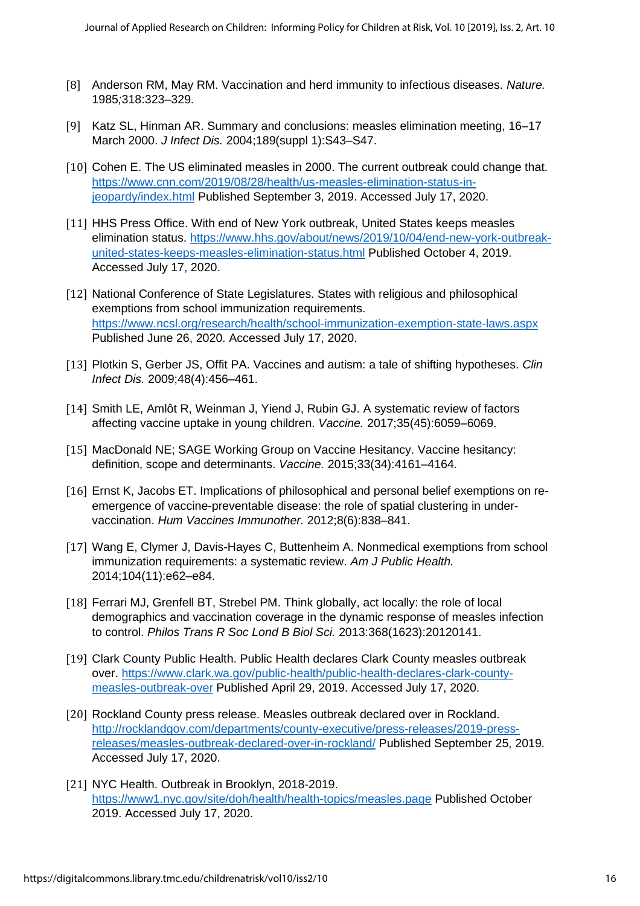[8] Anderson RM, May RM. Vaccination and herd immunity to infectious diseases. *Nature.* 1985;318:323–329.

[9] Katz SL, Hinman AR. Summary and conclusions: measles elimination meeting, 16–17 March 2000. *J Infect Dis.* 2004;189(suppl 1):S43–S47.

[10] Cohen E. The US eliminated measles in 2000. The current outbreak could change that. https://www.cnn.com/2019/08/28/health/us-measles-elimination-status-in-jeopardy/index.html Published September 3, 2019. Accessed July 17, 2020.

[11] HHS Press Office. With end of New York outbreak, United States keeps measles elimination status. https://www.hhs.gov/about/news/2019/10/04/end-new-york-outbreak-united-states-keeps-measles-elimination-status.html Published October 4, 2019. Accessed July 17, 2020.

[12] National Conference of State Legislatures. States with religious and philosophical exemptions from school immunization requirements. https://www.ncsl.org/research/health/school-immunization-exemption-state-laws.aspx Published June 26, 2020. Accessed July 17, 2020.

[13] Plotkin S, Gerber JS, Offit PA. Vaccines and autism: a tale of shifting hypotheses. *Clin Infect Dis.* 2009;48(4):456–461.

[14] Smith LE, Amlôt R, Weinman J, Yiend J, Rubin GJ. A systematic review of factors affecting vaccine uptake in young children. *Vaccine.* 2017;35(45):6059–6069.

[15] MacDonald NE; SAGE Working Group on Vaccine Hesitancy. Vaccine hesitancy: definition, scope and determinants. *Vaccine.* 2015;33(34):4161–4164.

[16] Ernst K, Jacobs ET. Implications of philosophical and personal belief exemptions on re-emergence of vaccine-preventable disease: the role of spatial clustering in under-vaccination. *Hum Vaccines Immunother.* 2012;8(6):838–841.

[17] Wang E, Clymer J, Davis-Hayes C, Buttenheim A. Nonmedical exemptions from school immunization requirements: a systematic review. *Am J Public Health.* 2014;104(11):e62–e84.

[18] Ferrari MJ, Grenfell BT, Strebel PM. Think globally, act locally: the role of local demographics and vaccination coverage in the dynamic response of measles infection to control. *Philos Trans R Soc Lond B Biol Sci.* 2013:368(1623):20120141.

[19] Clark County Public Health. Public Health declares Clark County measles outbreak over. https://www.clark.wa.gov/public-health/public-health-declares-clark-county-measles-outbreak-over Published April 29, 2019. Accessed July 17, 2020.

[20] Rockland County press release. Measles outbreak declared over in Rockland. http://rocklandgov.com/departments/county-executive/press-releases/2019-press-releases/measles-outbreak-declared-over-in-rockland/ Published September 25, 2019. Accessed July 17, 2020.

[21] NYC Health. Outbreak in Brooklyn, 2018-2019. https://www1.nyc.gov/site/doh/health/health-topics/measles.page Published October 2019. Accessed July 17, 2020.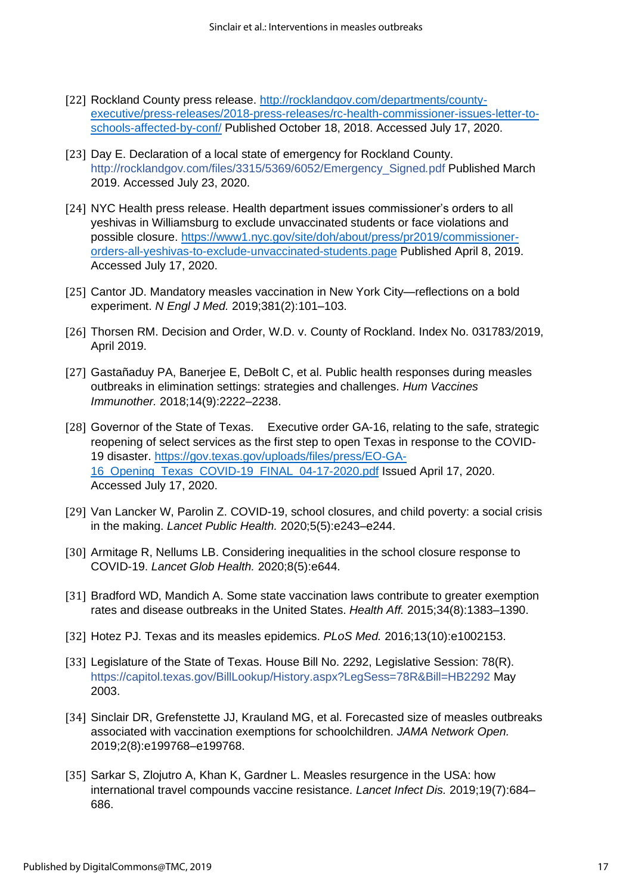[22] Rockland County press release. http://rocklandgov.com/departments/county-executive/press-releases/2018-press-releases/rc-health-commissioner-issues-letter-to-schools-affected-by-conf/ Published October 18, 2018. Accessed July 17, 2020.

[23] Day E. Declaration of a local state of emergency for Rockland County. http://rocklandgov.com/files/3315/5369/6052/Emergency_Signed.pdf Published March 2019. Accessed July 23, 2020.

[24] NYC Health press release. Health department issues commissioner's orders to all yeshivas in Williamsburg to exclude unvaccinated students or face violations and possible closure. https://www1.nyc.gov/site/doh/about/press/pr2019/commissioner-orders-all-yeshivas-to-exclude-unvaccinated-students.page Published April 8, 2019. Accessed July 17, 2020.

[25] Cantor JD. Mandatory measles vaccination in New York City—reflections on a bold experiment. *N Engl J Med.* 2019;381(2):101–103.

[26] Thorsen RM. Decision and Order, W.D. v. County of Rockland. Index No. 031783/2019, April 2019.

[27] Gastañaduy PA, Banerjee E, DeBolt C, et al. Public health responses during measles outbreaks in elimination settings: strategies and challenges. *Hum Vaccines Immunother.* 2018;14(9):2222–2238.

[28] Governor of the State of Texas. Executive order GA-16, relating to the safe, strategic reopening of select services as the first step to open Texas in response to the COVID-19 disaster. https://gov.texas.gov/uploads/files/press/EO-GA-16_Opening_Texas_COVID-19_FINAL_04-17-2020.pdf Issued April 17, 2020. Accessed July 17, 2020.

[29] Van Lancker W, Parolin Z. COVID-19, school closures, and child poverty: a social crisis in the making. *Lancet Public Health.* 2020;5(5):e243–e244.

[30] Armitage R, Nellums LB. Considering inequalities in the school closure response to COVID-19. *Lancet Glob Health.* 2020;8(5):e644.

[31] Bradford WD, Mandich A. Some state vaccination laws contribute to greater exemption rates and disease outbreaks in the United States. *Health Aff.* 2015;34(8):1383–1390.

[32] Hotez PJ. Texas and its measles epidemics. *PLoS Med.* 2016;13(10):e1002153.

[33] Legislature of the State of Texas. House Bill No. 2292, Legislative Session: 78(R). https://capitol.texas.gov/BillLookup/History.aspx?LegSess=78R&Bill=HB2292 May 2003.

[34] Sinclair DR, Grefenstette JJ, Krauland MG, et al. Forecasted size of measles outbreaks associated with vaccination exemptions for schoolchildren. *JAMA Network Open.* 2019;2(8):e199768–e199768.

[35] Sarkar S, Zlojutro A, Khan K, Gardner L. Measles resurgence in the USA: how international travel compounds vaccine resistance. *Lancet Infect Dis.* 2019;19(7):684–686.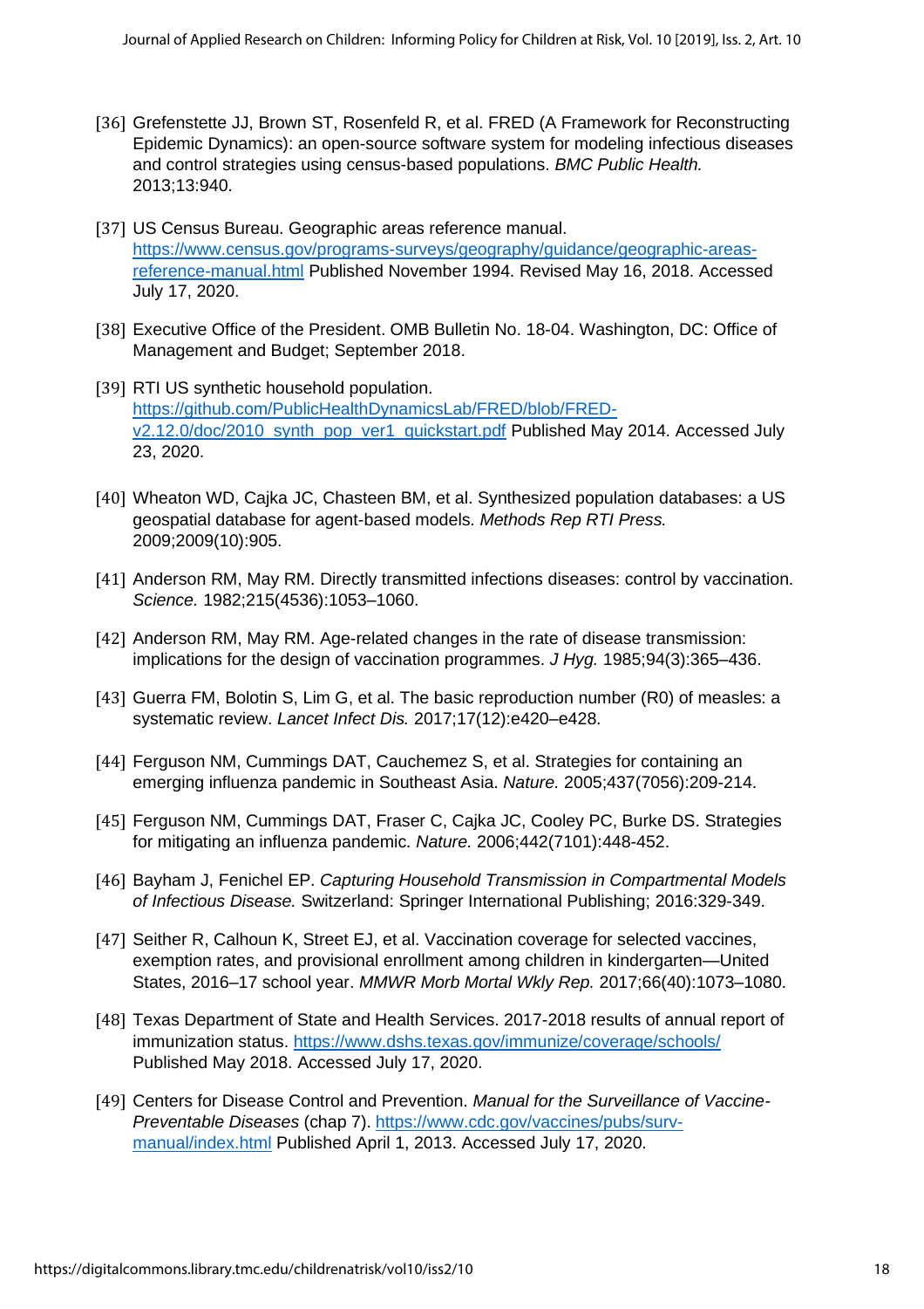[36] Grefenstette JJ, Brown ST, Rosenfeld R, et al. FRED (A Framework for Reconstructing Epidemic Dynamics): an open-source software system for modeling infectious diseases and control strategies using census-based populations. *BMC Public Health.* 2013;13:940.

[37] US Census Bureau. Geographic areas reference manual. https://www.census.gov/programs-surveys/geography/guidance/geographic-areas-reference-manual.html Published November 1994. Revised May 16, 2018. Accessed July 17, 2020.

[38] Executive Office of the President. OMB Bulletin No. 18-04. Washington, DC: Office of Management and Budget; September 2018.

[39] RTI US synthetic household population. https://github.com/PublicHealthDynamicsLab/FRED/blob/FRED-v2.12.0/doc/2010_synth_pop_ver1_quickstart.pdf Published May 2014. Accessed July 23, 2020.

[40] Wheaton WD, Cajka JC, Chasteen BM, et al. Synthesized population databases: a US geospatial database for agent-based models. *Methods Rep RTI Press.* 2009;2009(10):905.

[41] Anderson RM, May RM. Directly transmitted infections diseases: control by vaccination. *Science.* 1982;215(4536):1053–1060.

[42] Anderson RM, May RM. Age-related changes in the rate of disease transmission: implications for the design of vaccination programmes. *J Hyg.* 1985;94(3):365–436.

[43] Guerra FM, Bolotin S, Lim G, et al. The basic reproduction number (R0) of measles: a systematic review. *Lancet Infect Dis.* 2017;17(12):e420–e428.

[44] Ferguson NM, Cummings DAT, Cauchemez S, et al. Strategies for containing an emerging influenza pandemic in Southeast Asia. *Nature.* 2005;437(7056):209-214.

[45] Ferguson NM, Cummings DAT, Fraser C, Cajka JC, Cooley PC, Burke DS. Strategies for mitigating an influenza pandemic. *Nature.* 2006;442(7101):448-452.

[46] Bayham J, Fenichel EP. *Capturing Household Transmission in Compartmental Models of Infectious Disease.* Switzerland: Springer International Publishing; 2016:329-349.

[47] Seither R, Calhoun K, Street EJ, et al. Vaccination coverage for selected vaccines, exemption rates, and provisional enrollment among children in kindergarten—United States, 2016–17 school year. *MMWR Morb Mortal Wkly Rep.* 2017;66(40):1073–1080.

[48] Texas Department of State and Health Services. 2017-2018 results of annual report of immunization status. https://www.dshs.texas.gov/immunize/coverage/schools/ Published May 2018. Accessed July 17, 2020.

[49] Centers for Disease Control and Prevention. *Manual for the Surveillance of Vaccine-Preventable Diseases* (chap 7). https://www.cdc.gov/vaccines/pubs/surv-manual/index.html Published April 1, 2013. Accessed July 17, 2020.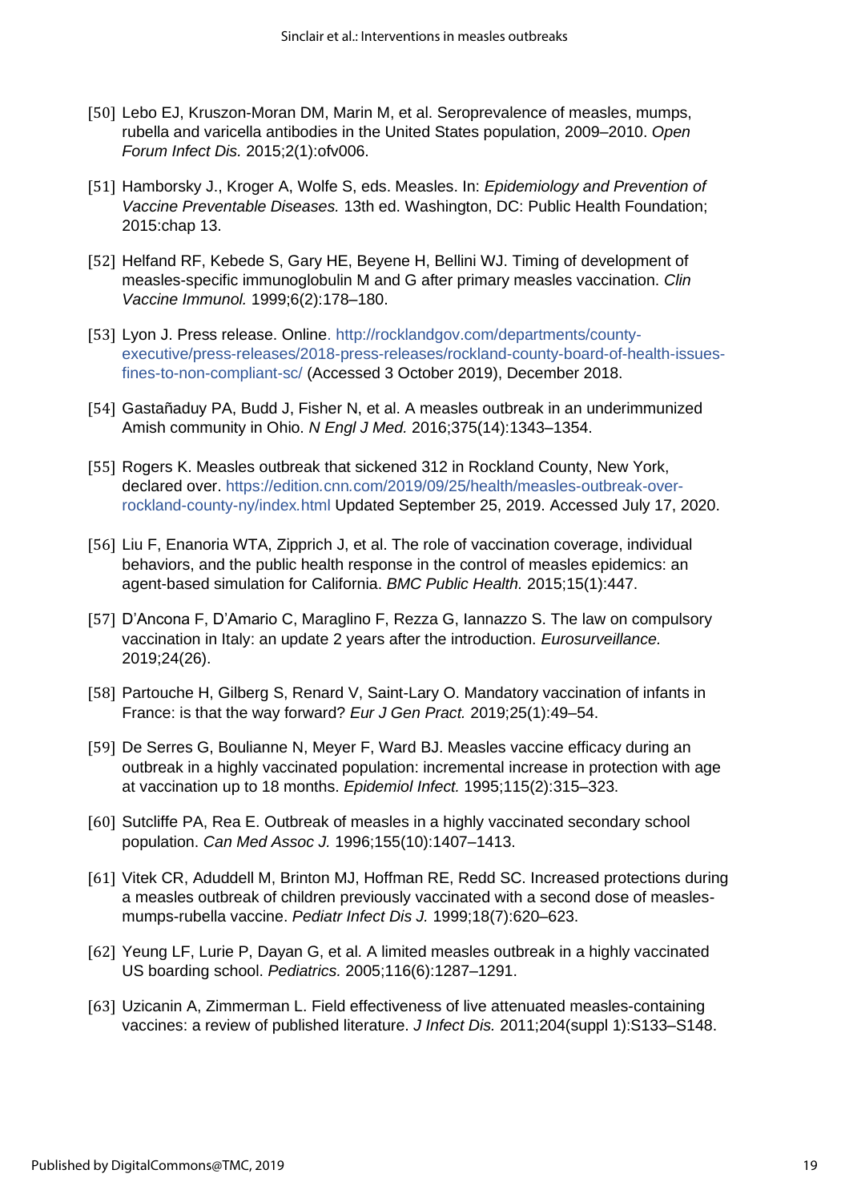[50] Lebo EJ, Kruszon-Moran DM, Marin M, et al. Seroprevalence of measles, mumps, rubella and varicella antibodies in the United States population, 2009–2010. *Open Forum Infect Dis.* 2015;2(1):ofv006.

[51] Hamborsky J., Kroger A, Wolfe S, eds. Measles. In: *Epidemiology and Prevention of Vaccine Preventable Diseases.* 13th ed. Washington, DC: Public Health Foundation; 2015:chap 13.

[52] Helfand RF, Kebede S, Gary HE, Beyene H, Bellini WJ. Timing of development of measles-specific immunoglobulin M and G after primary measles vaccination. *Clin Vaccine Immunol.* 1999;6(2):178–180.

[53] Lyon J. Press release. Online. http://rocklandgov.com/departments/county-executive/press-releases/2018-press-releases/rockland-county-board-of-health-issues-fines-to-non-compliant-sc/ (Accessed 3 October 2019), December 2018.

[54] Gastañaduy PA, Budd J, Fisher N, et al. A measles outbreak in an underimmunized Amish community in Ohio. *N Engl J Med.* 2016;375(14):1343–1354.

[55] Rogers K. Measles outbreak that sickened 312 in Rockland County, New York, declared over. https://edition.cnn.com/2019/09/25/health/measles-outbreak-over-rockland-county-ny/index.html Updated September 25, 2019. Accessed July 17, 2020.

[56] Liu F, Enanoria WTA, Zipprich J, et al. The role of vaccination coverage, individual behaviors, and the public health response in the control of measles epidemics: an agent-based simulation for California. *BMC Public Health.* 2015;15(1):447.

[57] D'Ancona F, D'Amario C, Maraglino F, Rezza G, Iannazzo S. The law on compulsory vaccination in Italy: an update 2 years after the introduction. *Eurosurveillance.* 2019;24(26).

[58] Partouche H, Gilberg S, Renard V, Saint-Lary O. Mandatory vaccination of infants in France: is that the way forward? *Eur J Gen Pract.* 2019;25(1):49–54.

[59] De Serres G, Boulianne N, Meyer F, Ward BJ. Measles vaccine efficacy during an outbreak in a highly vaccinated population: incremental increase in protection with age at vaccination up to 18 months. *Epidemiol Infect.* 1995;115(2):315–323.

[60] Sutcliffe PA, Rea E. Outbreak of measles in a highly vaccinated secondary school population. *Can Med Assoc J.* 1996;155(10):1407–1413.

[61] Vitek CR, Aduddell M, Brinton MJ, Hoffman RE, Redd SC. Increased protections during a measles outbreak of children previously vaccinated with a second dose of measles-mumps-rubella vaccine. *Pediatr Infect Dis J.* 1999;18(7):620–623.

[62] Yeung LF, Lurie P, Dayan G, et al. A limited measles outbreak in a highly vaccinated US boarding school. *Pediatrics.* 2005;116(6):1287–1291.

[63] Uzicanin A, Zimmerman L. Field effectiveness of live attenuated measles-containing vaccines: a review of published literature. *J Infect Dis.* 2011;204(suppl 1):S133–S148.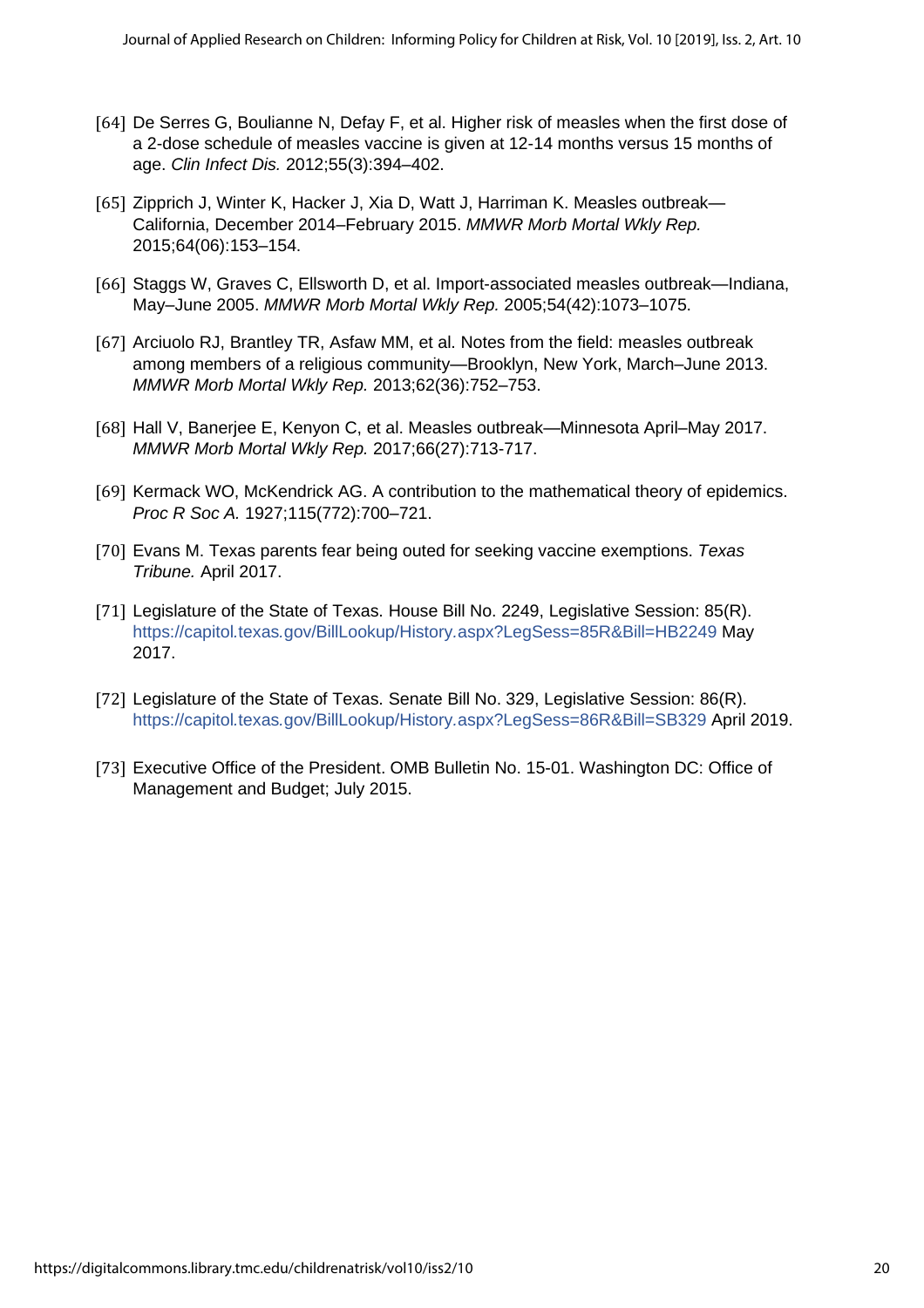[64] De Serres G, Boulianne N, Defay F, et al. Higher risk of measles when the first dose of a 2-dose schedule of measles vaccine is given at 12-14 months versus 15 months of age. *Clin Infect Dis.* 2012;55(3):394–402.

[65] Zipprich J, Winter K, Hacker J, Xia D, Watt J, Harriman K. Measles outbreak—California, December 2014–February 2015. *MMWR Morb Mortal Wkly Rep.* 2015;64(06):153–154.

[66] Staggs W, Graves C, Ellsworth D, et al. Import-associated measles outbreak—Indiana, May–June 2005. *MMWR Morb Mortal Wkly Rep.* 2005;54(42):1073–1075.

[67] Arciuolo RJ, Brantley TR, Asfaw MM, et al. Notes from the field: measles outbreak among members of a religious community—Brooklyn, New York, March–June 2013. *MMWR Morb Mortal Wkly Rep.* 2013;62(36):752–753.

[68] Hall V, Banerjee E, Kenyon C, et al. Measles outbreak—Minnesota April–May 2017. *MMWR Morb Mortal Wkly Rep.* 2017;66(27):713-717.

[69] Kermack WO, McKendrick AG. A contribution to the mathematical theory of epidemics. *Proc R Soc A.* 1927;115(772):700–721.

[70] Evans M. Texas parents fear being outed for seeking vaccine exemptions. *Texas Tribune.* April 2017.

[71] Legislature of the State of Texas. House Bill No. 2249, Legislative Session: 85(R). https://capitol.texas.gov/BillLookup/History.aspx?LegSess=85R&Bill=HB2249 May 2017.

[72] Legislature of the State of Texas. Senate Bill No. 329, Legislative Session: 86(R). https://capitol.texas.gov/BillLookup/History.aspx?LegSess=86R&Bill=SB329 April 2019.

[73] Executive Office of the President. OMB Bulletin No. 15-01. Washington DC: Office of Management and Budget; July 2015.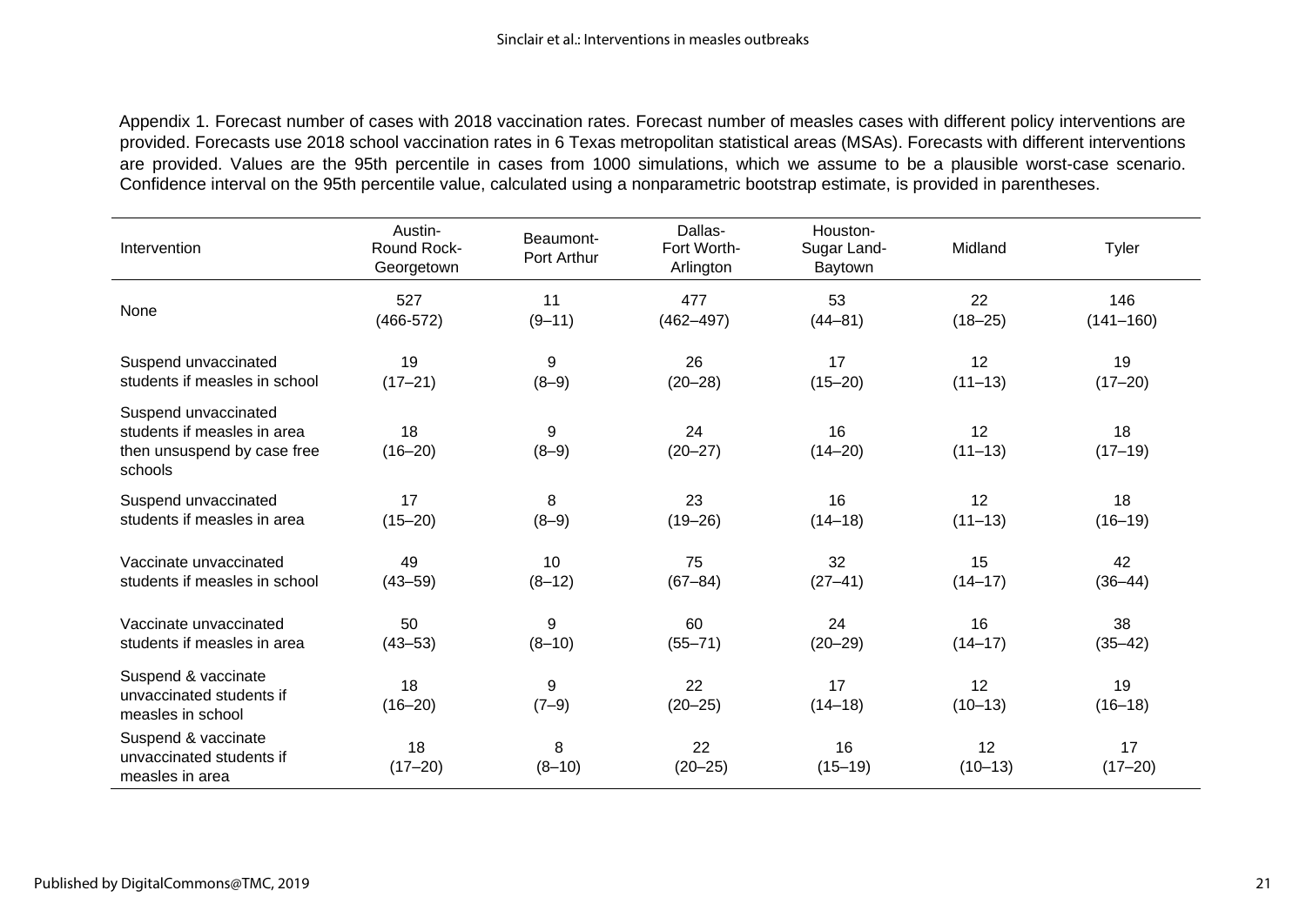Appendix 1. Forecast number of cases with 2018 vaccination rates. Forecast number of measles cases with different policy interventions are provided. Forecasts use 2018 school vaccination rates in 6 Texas metropolitan statistical areas (MSAs). Forecasts with different interventions are provided. Values are the 95th percentile in cases from 1000 simulations, which we assume to be a plausible worst-case scenario. Confidence interval on the 95th percentile value, calculated using a nonparametric bootstrap estimate, is provided in parentheses.

| Intervention | Austin-Round Rock-Georgetown | Beaumont-Port Arthur | Dallas-Fort Worth-Arlington | Houston-Sugar Land-Baytown | Midland | Tyler |
|---|---|---|---|---|---|---|
| None | 527 (466-572) | 11 (9–11) | 477 (462–497) | 53 (44–81) | 22 (18–25) | 146 (141–160) |
| Suspend unvaccinated students if measles in school | 19 (17–21) | 9 (8–9) | 26 (20–28) | 17 (15–20) | 12 (11–13) | 19 (17–20) |
| Suspend unvaccinated students if measles in area then unsuspend by case free schools | 18 (16–20) | 9 (8–9) | 24 (20–27) | 16 (14–20) | 12 (11–13) | 18 (17–19) |
| Suspend unvaccinated students if measles in area | 17 (15–20) | 8 (8–9) | 23 (19–26) | 16 (14–18) | 12 (11–13) | 18 (16–19) |
| Vaccinate unvaccinated students if measles in school | 49 (43–59) | 10 (8–12) | 75 (67–84) | 32 (27–41) | 15 (14–17) | 42 (36–44) |
| Vaccinate unvaccinated students if measles in area | 50 (43–53) | 9 (8–10) | 60 (55–71) | 24 (20–29) | 16 (14–17) | 38 (35–42) |
| Suspend & vaccinate unvaccinated students if measles in school | 18 (16–20) | 9 (7–9) | 22 (20–25) | 17 (14–18) | 12 (10–13) | 19 (16–18) |
| Suspend & vaccinate unvaccinated students if measles in area | 18 (17–20) | 8 (8–10) | 22 (20–25) | 16 (15–19) | 12 (10–13) | 17 (17–20) |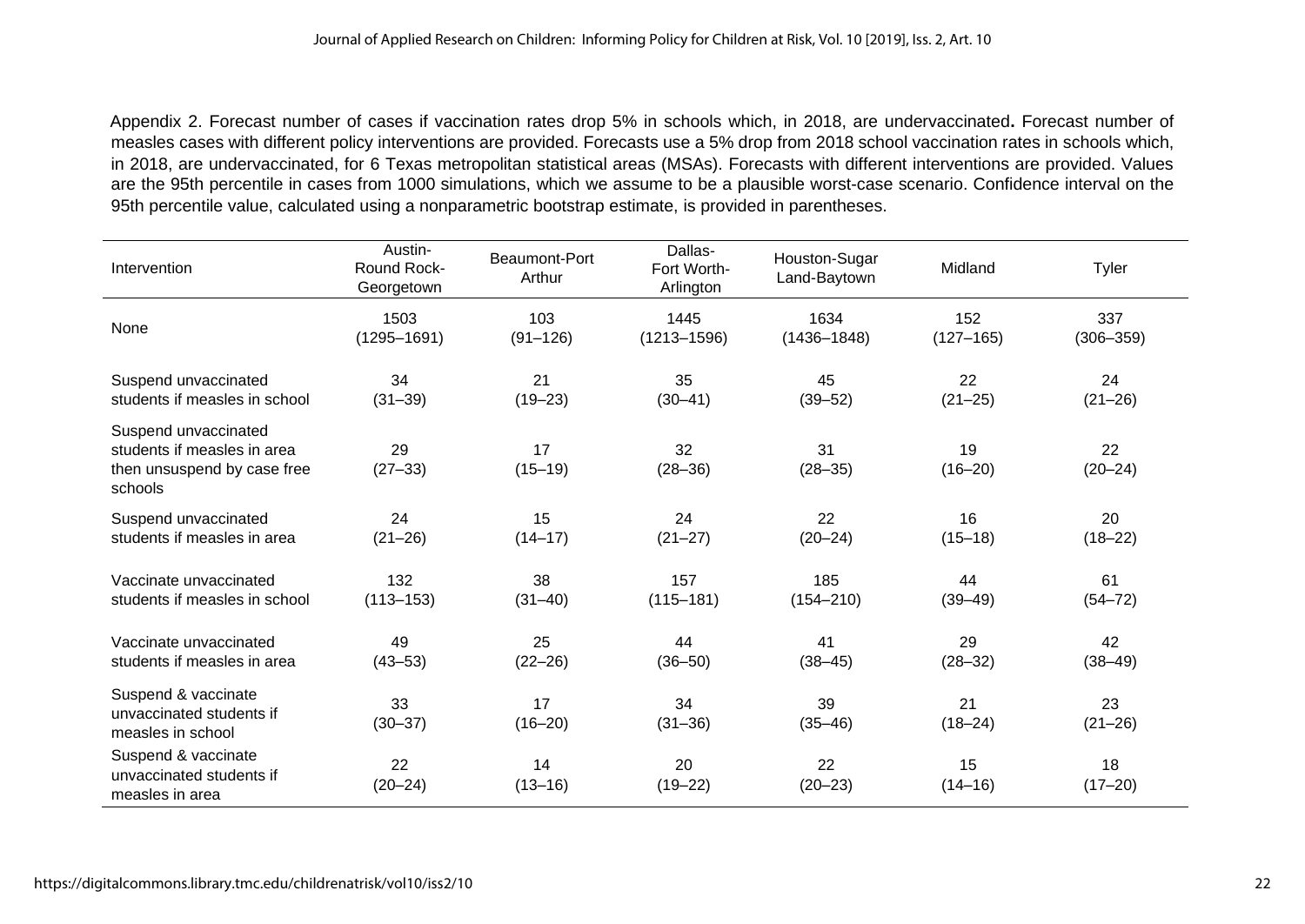Appendix 2. Forecast number of cases if vaccination rates drop 5% in schools which, in 2018, are undervaccinated**.** Forecast number of measles cases with different policy interventions are provided. Forecasts use a 5% drop from 2018 school vaccination rates in schools which, in 2018, are undervaccinated, for 6 Texas metropolitan statistical areas (MSAs). Forecasts with different interventions are provided. Values are the 95th percentile in cases from 1000 simulations, which we assume to be a plausible worst-case scenario. Confidence interval on the 95th percentile value, calculated using a nonparametric bootstrap estimate, is provided in parentheses.

| Intervention | Austin-Round Rock-Georgetown | Beaumont-Port Arthur | Dallas-Fort Worth-Arlington | Houston-Sugar Land-Baytown | Midland | Tyler |
|---|---|---|---|---|---|---|
| None | 1503 (1295–1691) | 103 (91–126) | 1445 (1213–1596) | 1634 (1436–1848) | 152 (127–165) | 337 (306–359) |
| Suspend unvaccinated students if measles in school | 34 (31–39) | 21 (19–23) | 35 (30–41) | 45 (39–52) | 22 (21–25) | 24 (21–26) |
| Suspend unvaccinated students if measles in area then unsuspend by case free schools | 29 (27–33) | 17 (15–19) | 32 (28–36) | 31 (28–35) | 19 (16–20) | 22 (20–24) |
| Suspend unvaccinated students if measles in area | 24 (21–26) | 15 (14–17) | 24 (21–27) | 22 (20–24) | 16 (15–18) | 20 (18–22) |
| Vaccinate unvaccinated students if measles in school | 132 (113–153) | 38 (31–40) | 157 (115–181) | 185 (154–210) | 44 (39–49) | 61 (54–72) |
| Vaccinate unvaccinated students if measles in area | 49 (43–53) | 25 (22–26) | 44 (36–50) | 41 (38–45) | 29 (28–32) | 42 (38–49) |
| Suspend & vaccinate unvaccinated students if measles in school | 33 (30–37) | 17 (16–20) | 34 (31–36) | 39 (35–46) | 21 (18–24) | 23 (21–26) |
| Suspend & vaccinate unvaccinated students if measles in area | 22 (20–24) | 14 (13–16) | 20 (19–22) | 22 (20–23) | 15 (14–16) | 18 (17–20) |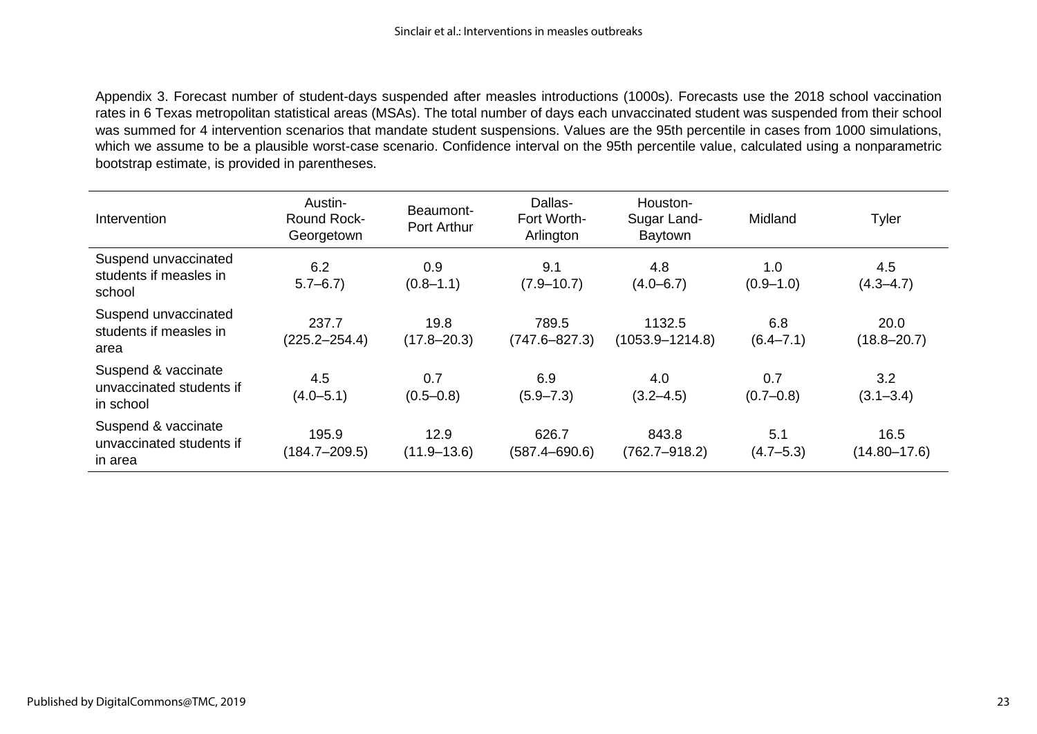Appendix 3. Forecast number of student-days suspended after measles introductions (1000s). Forecasts use the 2018 school vaccination rates in 6 Texas metropolitan statistical areas (MSAs). The total number of days each unvaccinated student was suspended from their school was summed for 4 intervention scenarios that mandate student suspensions. Values are the 95th percentile in cases from 1000 simulations, which we assume to be a plausible worst-case scenario. Confidence interval on the 95th percentile value, calculated using a nonparametric bootstrap estimate, is provided in parentheses.

| Intervention | Austin-Round Rock-Georgetown | Beaumont-Port Arthur | Dallas-Fort Worth-Arlington | Houston-Sugar Land-Baytown | Midland | Tyler |
|---|---|---|---|---|---|---|
| Suspend unvaccinated students if measles in school | 6.2<br>5.7–6.7) | 0.9<br>(0.8–1.1) | 9.1<br>(7.9–10.7) | 4.8<br>(4.0–6.7) | 1.0<br>(0.9–1.0) | 4.5<br>(4.3–4.7) |
| Suspend unvaccinated students if measles in area | 237.7<br>(225.2–254.4) | 19.8<br>(17.8–20.3) | 789.5<br>(747.6–827.3) | 1132.5<br>(1053.9–1214.8) | 6.8<br>(6.4–7.1) | 20.0<br>(18.8–20.7) |
| Suspend & vaccinate unvaccinated students if in school | 4.5<br>(4.0–5.1) | 0.7<br>(0.5–0.8) | 6.9<br>(5.9–7.3) | 4.0<br>(3.2–4.5) | 0.7<br>(0.7–0.8) | 3.2<br>(3.1–3.4) |
| Suspend & vaccinate unvaccinated students if in area | 195.9<br>(184.7–209.5) | 12.9<br>(11.9–13.6) | 626.7<br>(587.4–690.6) | 843.8<br>(762.7–918.2) | 5.1<br>(4.7–5.3) | 16.5<br>(14.80–17.6) |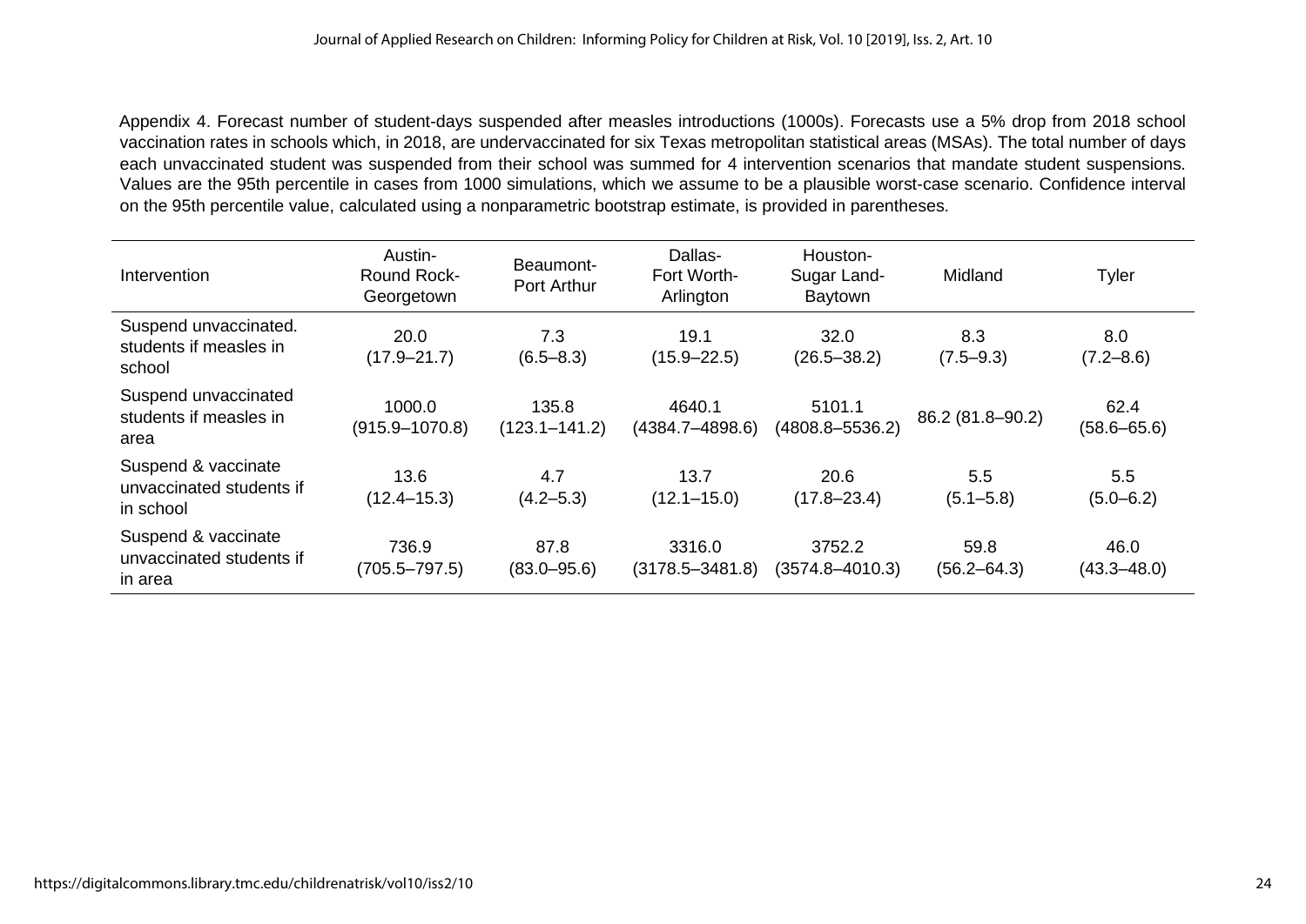Appendix 4. Forecast number of student-days suspended after measles introductions (1000s). Forecasts use a 5% drop from 2018 school vaccination rates in schools which, in 2018, are undervaccinated for six Texas metropolitan statistical areas (MSAs). The total number of days each unvaccinated student was suspended from their school was summed for 4 intervention scenarios that mandate student suspensions. Values are the 95th percentile in cases from 1000 simulations, which we assume to be a plausible worst-case scenario. Confidence interval on the 95th percentile value, calculated using a nonparametric bootstrap estimate, is provided in parentheses.

| Intervention | Austin-Round Rock-Georgetown | Beaumont-Port Arthur | Dallas-Fort Worth-Arlington | Houston-Sugar Land-Baytown | Midland | Tyler |
|---|---|---|---|---|---|---|
| Suspend unvaccinated. students if measles in school | 20.0 (17.9–21.7) | 7.3 (6.5–8.3) | 19.1 (15.9–22.5) | 32.0 (26.5–38.2) | 8.3 (7.5–9.3) | 8.0 (7.2–8.6) |
| Suspend unvaccinated students if measles in area | 1000.0 (915.9–1070.8) | 135.8 (123.1–141.2) | 4640.1 (4384.7–4898.6) | 5101.1 (4808.8–5536.2) | 86.2 (81.8–90.2) | 62.4 (58.6–65.6) |
| Suspend & vaccinate unvaccinated students if in school | 13.6 (12.4–15.3) | 4.7 (4.2–5.3) | 13.7 (12.1–15.0) | 20.6 (17.8–23.4) | 5.5 (5.1–5.8) | 5.5 (5.0–6.2) |
| Suspend & vaccinate unvaccinated students if in area | 736.9 (705.5–797.5) | 87.8 (83.0–95.6) | 3316.0 (3178.5–3481.8) | 3752.2 (3574.8–4010.3) | 59.8 (56.2–64.3) | 46.0 (43.3–48.0) |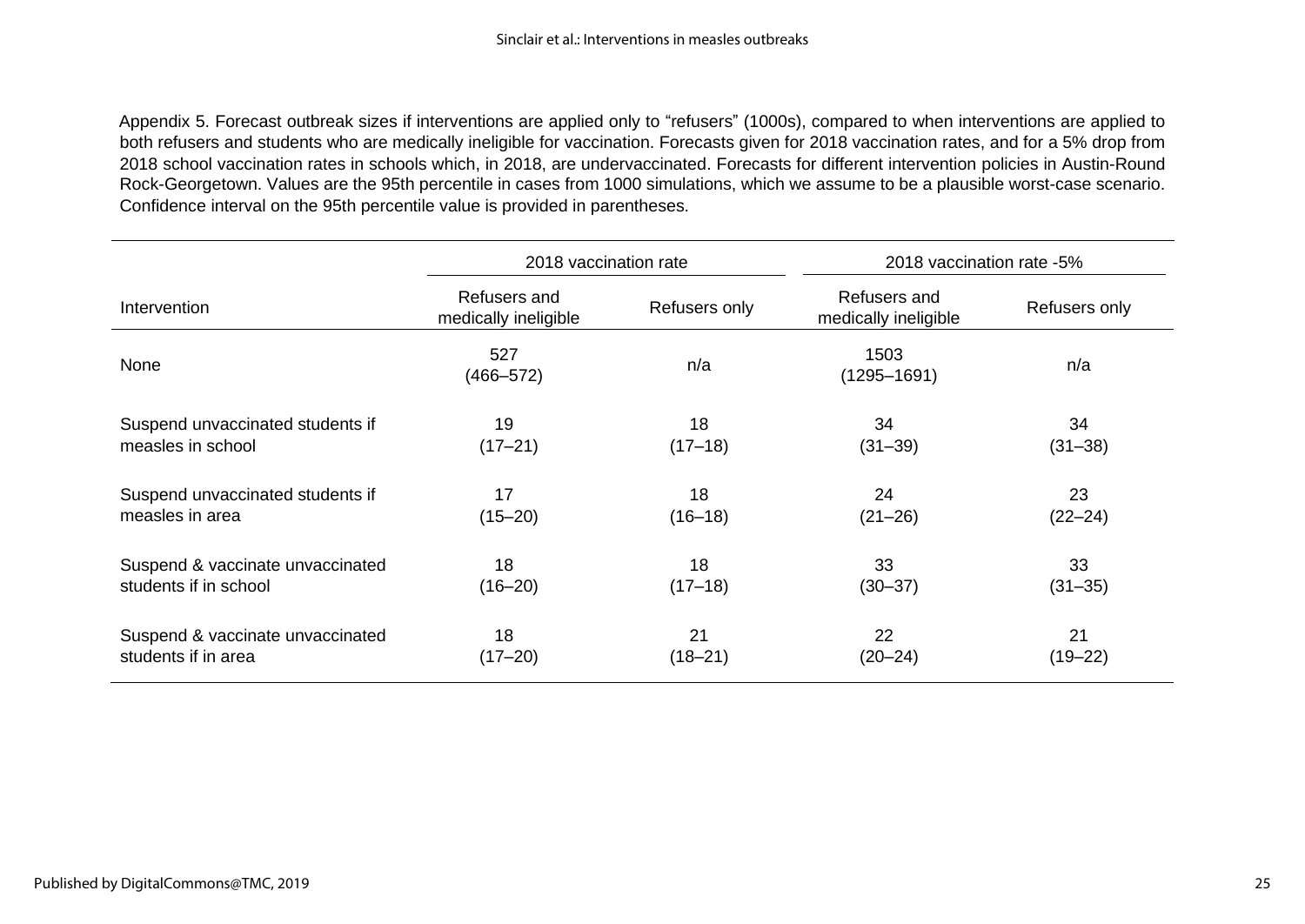Appendix 5. Forecast outbreak sizes if interventions are applied only to "refusers" (1000s), compared to when interventions are applied to both refusers and students who are medically ineligible for vaccination. Forecasts given for 2018 vaccination rates, and for a 5% drop from 2018 school vaccination rates in schools which, in 2018, are undervaccinated. Forecasts for different intervention policies in Austin-Round Rock-Georgetown. Values are the 95th percentile in cases from 1000 simulations, which we assume to be a plausible worst-case scenario. Confidence interval on the 95th percentile value is provided in parentheses.

| | 2018 vaccination rate | | 2018 vaccination rate -5% | |
|---|---|---|---|---|
| Intervention | Refusers and medically ineligible | Refusers only | Refusers and medically ineligible | Refusers only |
| None | 527 (466–572) | n/a | 1503 (1295–1691) | n/a |
| Suspend unvaccinated students if measles in school | 19 (17–21) | 18 (17–18) | 34 (31–39) | 34 (31–38) |
| Suspend unvaccinated students if measles in area | 17 (15–20) | 18 (16–18) | 24 (21–26) | 23 (22–24) |
| Suspend & vaccinate unvaccinated students if in school | 18 (16–20) | 18 (17–18) | 33 (30–37) | 33 (31–35) |
| Suspend & vaccinate unvaccinated students if in area | 18 (17–20) | 21 (18–21) | 22 (20–24) | 21 (19–22) |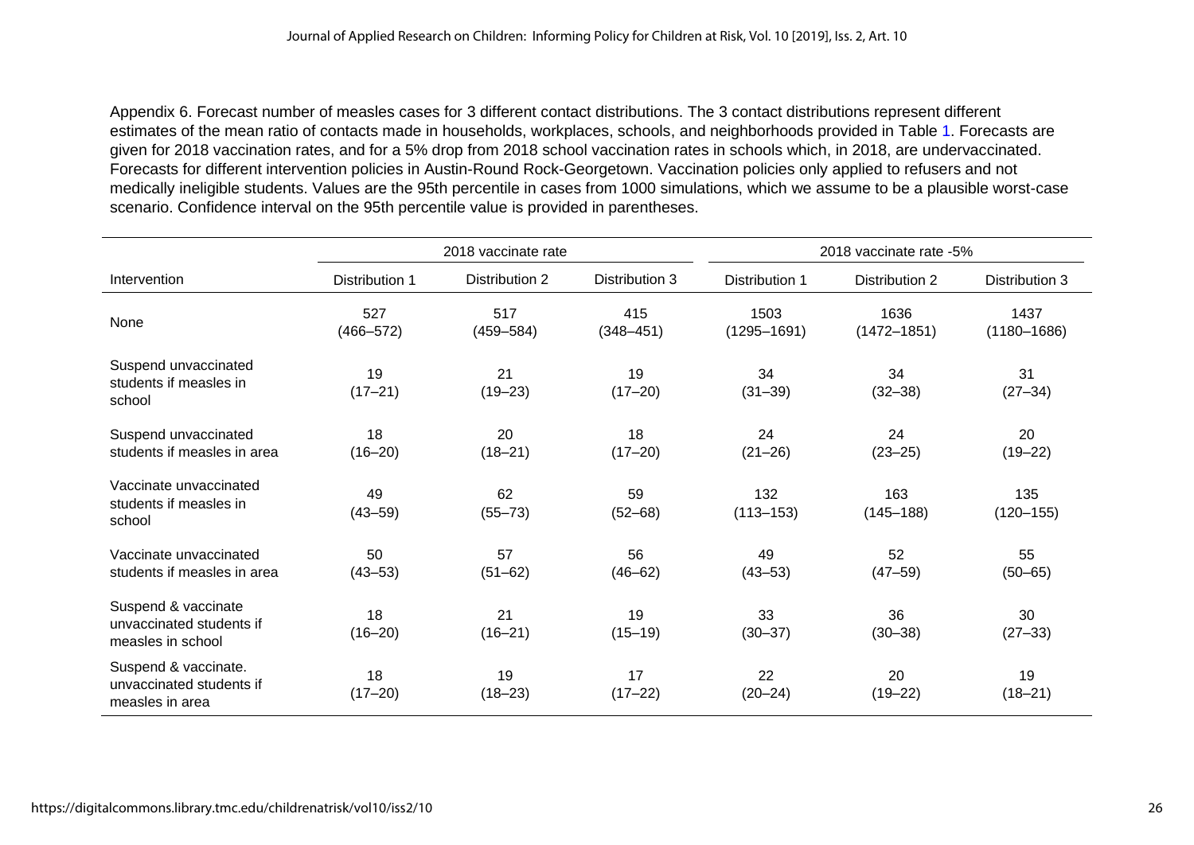Appendix 6. Forecast number of measles cases for 3 different contact distributions. The 3 contact distributions represent different estimates of the mean ratio of contacts made in households, workplaces, schools, and neighborhoods provided in Table 1. Forecasts are given for 2018 vaccination rates, and for a 5% drop from 2018 school vaccination rates in schools which, in 2018, are undervaccinated. Forecasts for different intervention policies in Austin-Round Rock-Georgetown. Vaccination policies only applied to refusers and not medically ineligible students. Values are the 95th percentile in cases from 1000 simulations, which we assume to be a plausible worst-case scenario. Confidence interval on the 95th percentile value is provided in parentheses.

| | 2018 vaccinate rate | | | 2018 vaccinate rate -5% | | |
|---|---|---|---|---|---|---|
| Intervention | Distribution 1 | Distribution 2 | Distribution 3 | Distribution 1 | Distribution 2 | Distribution 3 |
| None | 527 (466–572) | 517 (459–584) | 415 (348–451) | 1503 (1295–1691) | 1636 (1472–1851) | 1437 (1180–1686) |
| Suspend unvaccinated students if measles in school | 19 (17–21) | 21 (19–23) | 19 (17–20) | 34 (31–39) | 34 (32–38) | 31 (27–34) |
| Suspend unvaccinated students if measles in area | 18 (16–20) | 20 (18–21) | 18 (17–20) | 24 (21–26) | 24 (23–25) | 20 (19–22) |
| Vaccinate unvaccinated students if measles in school | 49 (43–59) | 62 (55–73) | 59 (52–68) | 132 (113–153) | 163 (145–188) | 135 (120–155) |
| Vaccinate unvaccinated students if measles in area | 50 (43–53) | 57 (51–62) | 56 (46–62) | 49 (43–53) | 52 (47–59) | 55 (50–65) |
| Suspend & vaccinate unvaccinated students if measles in school | 18 (16–20) | 21 (16–21) | 19 (15–19) | 33 (30–37) | 36 (30–38) | 30 (27–33) |
| Suspend & vaccinate. unvaccinated students if measles in area | 18 (17–20) | 19 (18–23) | 17 (17–22) | 22 (20–24) | 20 (19–22) | 19 (18–21) |